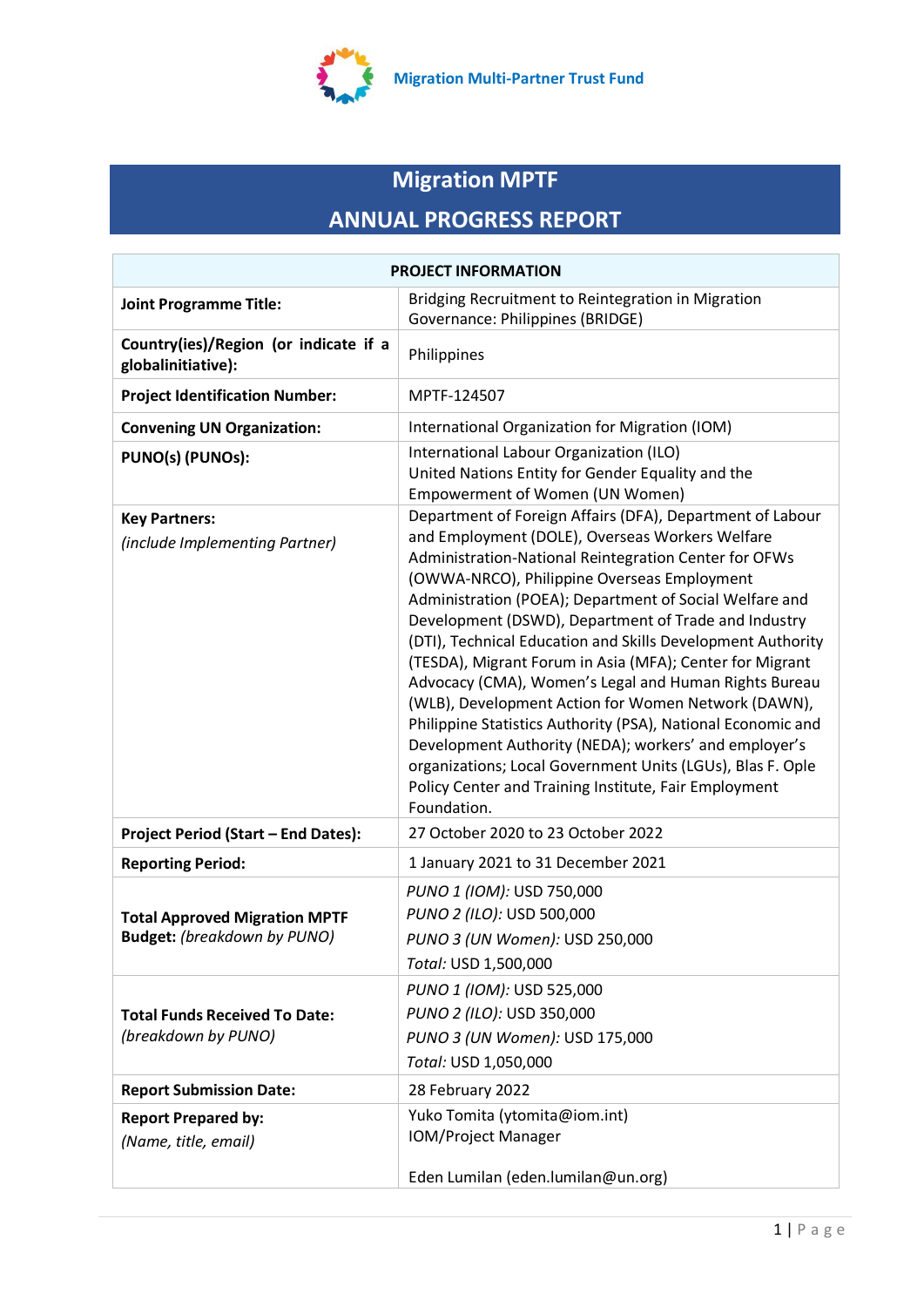Migration Multi-Partner Trust Fund

# Migration MPTF
# ANNUAL PROGRESS REPORT

| PROJECT INFORMATION | |
|---|---|
| **Joint Programme Title:** | Bridging Recruitment to Reintegration in Migration Governance: Philippines (BRIDGE) |
| **Country(ies)/Region (or indicate if a globalinitiative):** | Philippines |
| **Project Identification Number:** | MPTF-124507 |
| **Convening UN Organization:** | International Organization for Migration (IOM) |
| **PUNO(s) (PUNOs):** | International Labour Organization (ILO)<br>United Nations Entity for Gender Equality and the Empowerment of Women (UN Women) |
| **Key Partners:**<br>*(include Implementing Partner)* | Department of Foreign Affairs (DFA), Department of Labour and Employment (DOLE), Overseas Workers Welfare Administration-National Reintegration Center for OFWs (OWWA-NRCO), Philippine Overseas Employment Administration (POEA); Department of Social Welfare and Development (DSWD), Department of Trade and Industry (DTI), Technical Education and Skills Development Authority (TESDA), Migrant Forum in Asia (MFA); Center for Migrant Advocacy (CMA), Women's Legal and Human Rights Bureau (WLB), Development Action for Women Network (DAWN), Philippine Statistics Authority (PSA), National Economic and Development Authority (NEDA); workers' and employer's organizations; Local Government Units (LGUs), Blas F. Ople Policy Center and Training Institute, Fair Employment Foundation. |
| **Project Period (Start – End Dates):** | 27 October 2020 to 23 October 2022 |
| **Reporting Period:** | 1 January 2021 to 31 December 2021 |
| **Total Approved Migration MPTF Budget:** *(breakdown by PUNO)* | *PUNO 1 (IOM):* USD 750,000<br>*PUNO 2 (ILO):* USD 500,000<br>*PUNO 3 (UN Women):* USD 250,000<br>*Total:* USD 1,500,000 |
| **Total Funds Received To Date:**<br>*(breakdown by PUNO)* | *PUNO 1 (IOM):* USD 525,000<br>*PUNO 2 (ILO):* USD 350,000<br>*PUNO 3 (UN Women):* USD 175,000<br>*Total:* USD 1,050,000 |
| **Report Submission Date:** | 28 February 2022 |
| **Report Prepared by:**<br>*(Name, title, email)* | Yuko Tomita (ytomita@iom.int)<br>IOM/Project Manager<br><br>Eden Lumilan (eden.lumilan@un.org) |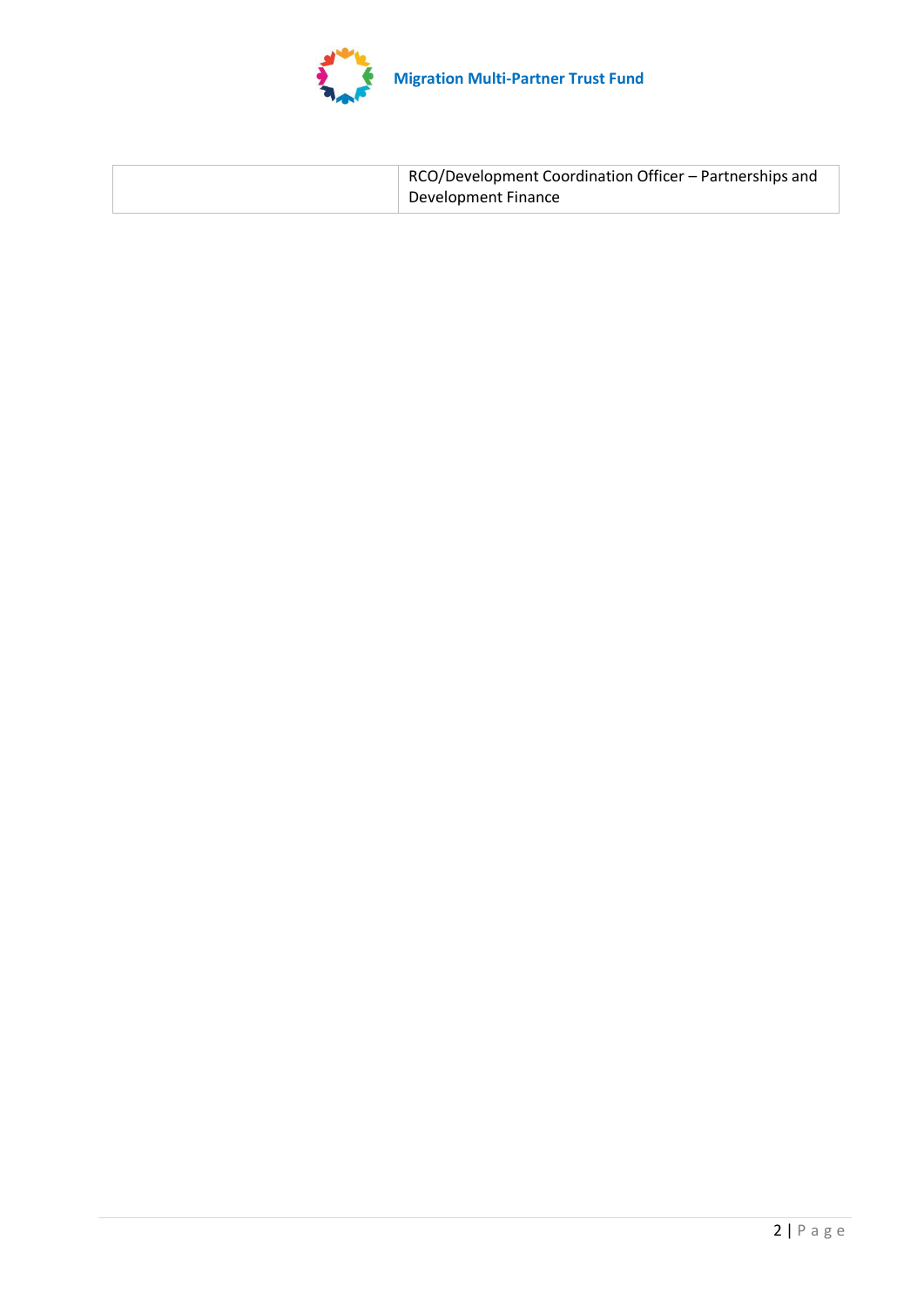| | RCO/Development Coordination Officer – Partnerships and Development Finance |
|---|---|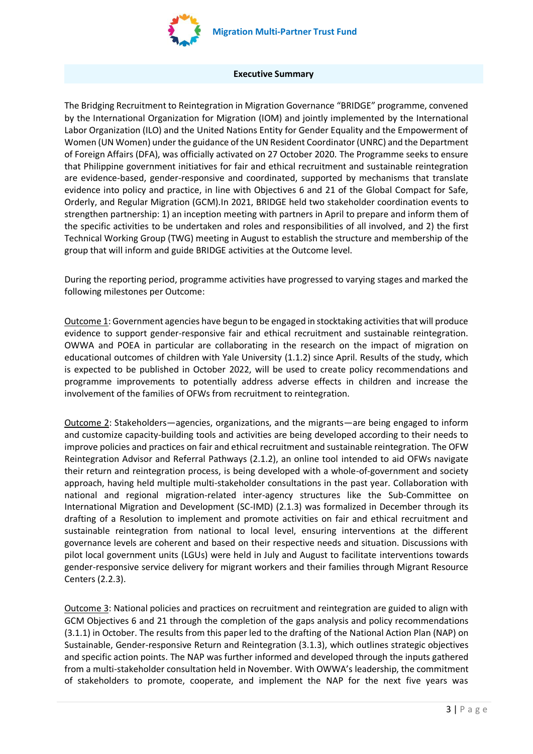## Executive Summary

The Bridging Recruitment to Reintegration in Migration Governance "BRIDGE" programme, convened by the International Organization for Migration (IOM) and jointly implemented by the International Labor Organization (ILO) and the United Nations Entity for Gender Equality and the Empowerment of Women (UN Women) under the guidance of the UN Resident Coordinator (UNRC) and the Department of Foreign Affairs (DFA), was officially activated on 27 October 2020. The Programme seeks to ensure that Philippine government initiatives for fair and ethical recruitment and sustainable reintegration are evidence-based, gender-responsive and coordinated, supported by mechanisms that translate evidence into policy and practice, in line with Objectives 6 and 21 of the Global Compact for Safe, Orderly, and Regular Migration (GCM).In 2021, BRIDGE held two stakeholder coordination events to strengthen partnership: 1) an inception meeting with partners in April to prepare and inform them of the specific activities to be undertaken and roles and responsibilities of all involved, and 2) the first Technical Working Group (TWG) meeting in August to establish the structure and membership of the group that will inform and guide BRIDGE activities at the Outcome level.

During the reporting period, programme activities have progressed to varying stages and marked the following milestones per Outcome:

Outcome 1: Government agencies have begun to be engaged in stocktaking activities that will produce evidence to support gender-responsive fair and ethical recruitment and sustainable reintegration. OWWA and POEA in particular are collaborating in the research on the impact of migration on educational outcomes of children with Yale University (1.1.2) since April. Results of the study, which is expected to be published in October 2022, will be used to create policy recommendations and programme improvements to potentially address adverse effects in children and increase the involvement of the families of OFWs from recruitment to reintegration.

Outcome 2: Stakeholders—agencies, organizations, and the migrants—are being engaged to inform and customize capacity-building tools and activities are being developed according to their needs to improve policies and practices on fair and ethical recruitment and sustainable reintegration. The OFW Reintegration Advisor and Referral Pathways (2.1.2), an online tool intended to aid OFWs navigate their return and reintegration process, is being developed with a whole-of-government and society approach, having held multiple multi-stakeholder consultations in the past year. Collaboration with national and regional migration-related inter-agency structures like the Sub-Committee on International Migration and Development (SC-IMD) (2.1.3) was formalized in December through its drafting of a Resolution to implement and promote activities on fair and ethical recruitment and sustainable reintegration from national to local level, ensuring interventions at the different governance levels are coherent and based on their respective needs and situation. Discussions with pilot local government units (LGUs) were held in July and August to facilitate interventions towards gender-responsive service delivery for migrant workers and their families through Migrant Resource Centers (2.2.3).

Outcome 3: National policies and practices on recruitment and reintegration are guided to align with GCM Objectives 6 and 21 through the completion of the gaps analysis and policy recommendations (3.1.1) in October. The results from this paper led to the drafting of the National Action Plan (NAP) on Sustainable, Gender-responsive Return and Reintegration (3.1.3), which outlines strategic objectives and specific action points. The NAP was further informed and developed through the inputs gathered from a multi-stakeholder consultation held in November. With OWWA's leadership, the commitment of stakeholders to promote, cooperate, and implement the NAP for the next five years was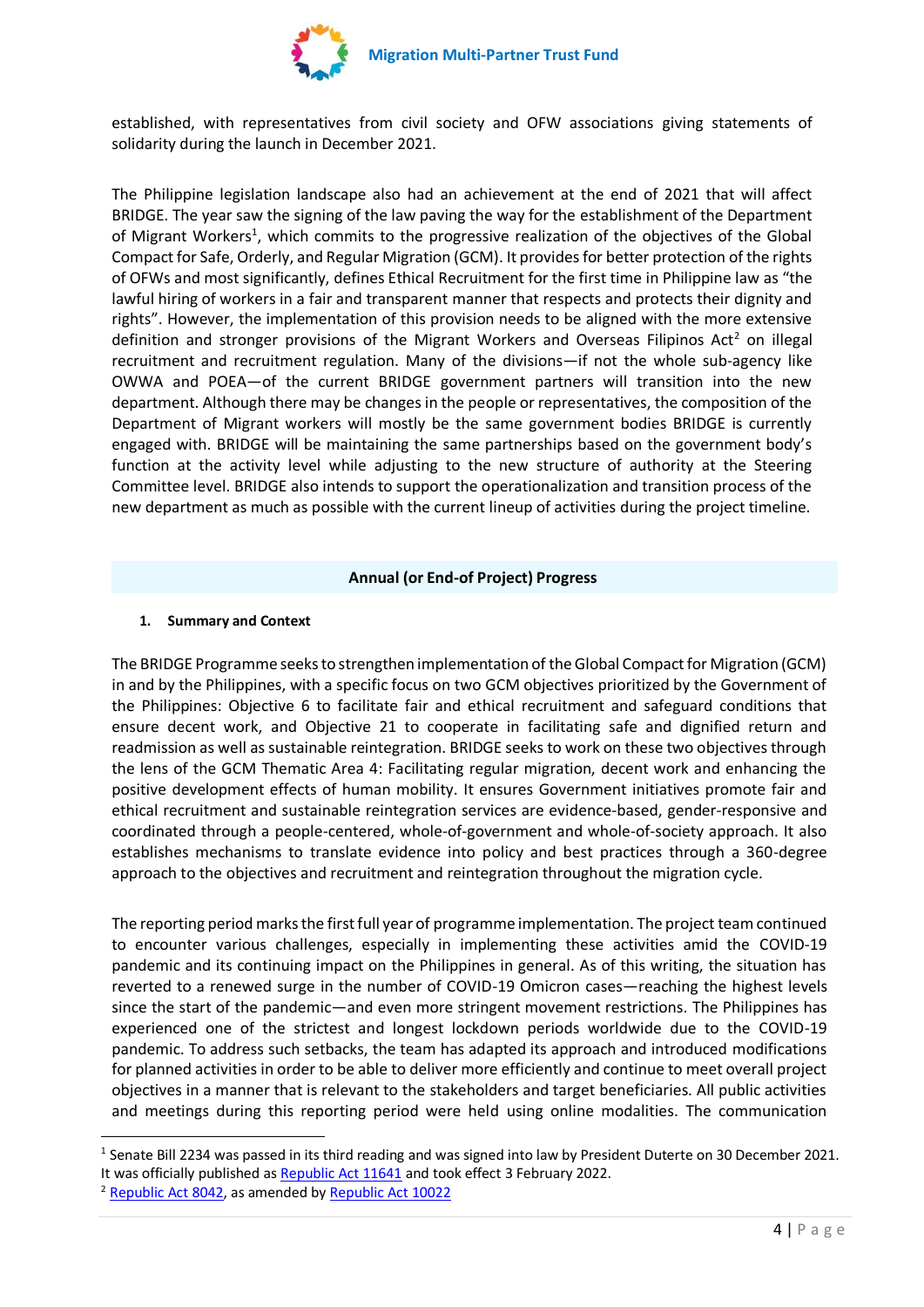established, with representatives from civil society and OFW associations giving statements of solidarity during the launch in December 2021.

The Philippine legislation landscape also had an achievement at the end of 2021 that will affect BRIDGE. The year saw the signing of the law paving the way for the establishment of the Department of Migrant Workers[1], which commits to the progressive realization of the objectives of the Global Compact for Safe, Orderly, and Regular Migration (GCM). It provides for better protection of the rights of OFWs and most significantly, defines Ethical Recruitment for the first time in Philippine law as "the lawful hiring of workers in a fair and transparent manner that respects and protects their dignity and rights". However, the implementation of this provision needs to be aligned with the more extensive definition and stronger provisions of the Migrant Workers and Overseas Filipinos Act[2] on illegal recruitment and recruitment regulation. Many of the divisions—if not the whole sub-agency like OWWA and POEA—of the current BRIDGE government partners will transition into the new department. Although there may be changes in the people or representatives, the composition of the Department of Migrant workers will mostly be the same government bodies BRIDGE is currently engaged with. BRIDGE will be maintaining the same partnerships based on the government body's function at the activity level while adjusting to the new structure of authority at the Steering Committee level. BRIDGE also intends to support the operationalization and transition process of the new department as much as possible with the current lineup of activities during the project timeline.

## Annual (or End-of Project) Progress

### 1. Summary and Context

The BRIDGE Programme seeks to strengthen implementation of the Global Compact for Migration (GCM) in and by the Philippines, with a specific focus on two GCM objectives prioritized by the Government of the Philippines: Objective 6 to facilitate fair and ethical recruitment and safeguard conditions that ensure decent work, and Objective 21 to cooperate in facilitating safe and dignified return and readmission as well as sustainable reintegration. BRIDGE seeks to work on these two objectives through the lens of the GCM Thematic Area 4: Facilitating regular migration, decent work and enhancing the positive development effects of human mobility. It ensures Government initiatives promote fair and ethical recruitment and sustainable reintegration services are evidence-based, gender-responsive and coordinated through a people-centered, whole-of-government and whole-of-society approach. It also establishes mechanisms to translate evidence into policy and best practices through a 360-degree approach to the objectives and recruitment and reintegration throughout the migration cycle.

The reporting period marks the first full year of programme implementation. The project team continued to encounter various challenges, especially in implementing these activities amid the COVID-19 pandemic and its continuing impact on the Philippines in general. As of this writing, the situation has reverted to a renewed surge in the number of COVID-19 Omicron cases—reaching the highest levels since the start of the pandemic—and even more stringent movement restrictions. The Philippines has experienced one of the strictest and longest lockdown periods worldwide due to the COVID-19 pandemic. To address such setbacks, the team has adapted its approach and introduced modifications for planned activities in order to be able to deliver more efficiently and continue to meet overall project objectives in a manner that is relevant to the stakeholders and target beneficiaries. All public activities and meetings during this reporting period were held using online modalities. The communication

---

[1] Senate Bill 2234 was passed in its third reading and was signed into law by President Duterte on 30 December 2021. It was officially published as Republic Act 11641 and took effect 3 February 2022.

[2] Republic Act 8042, as amended by Republic Act 10022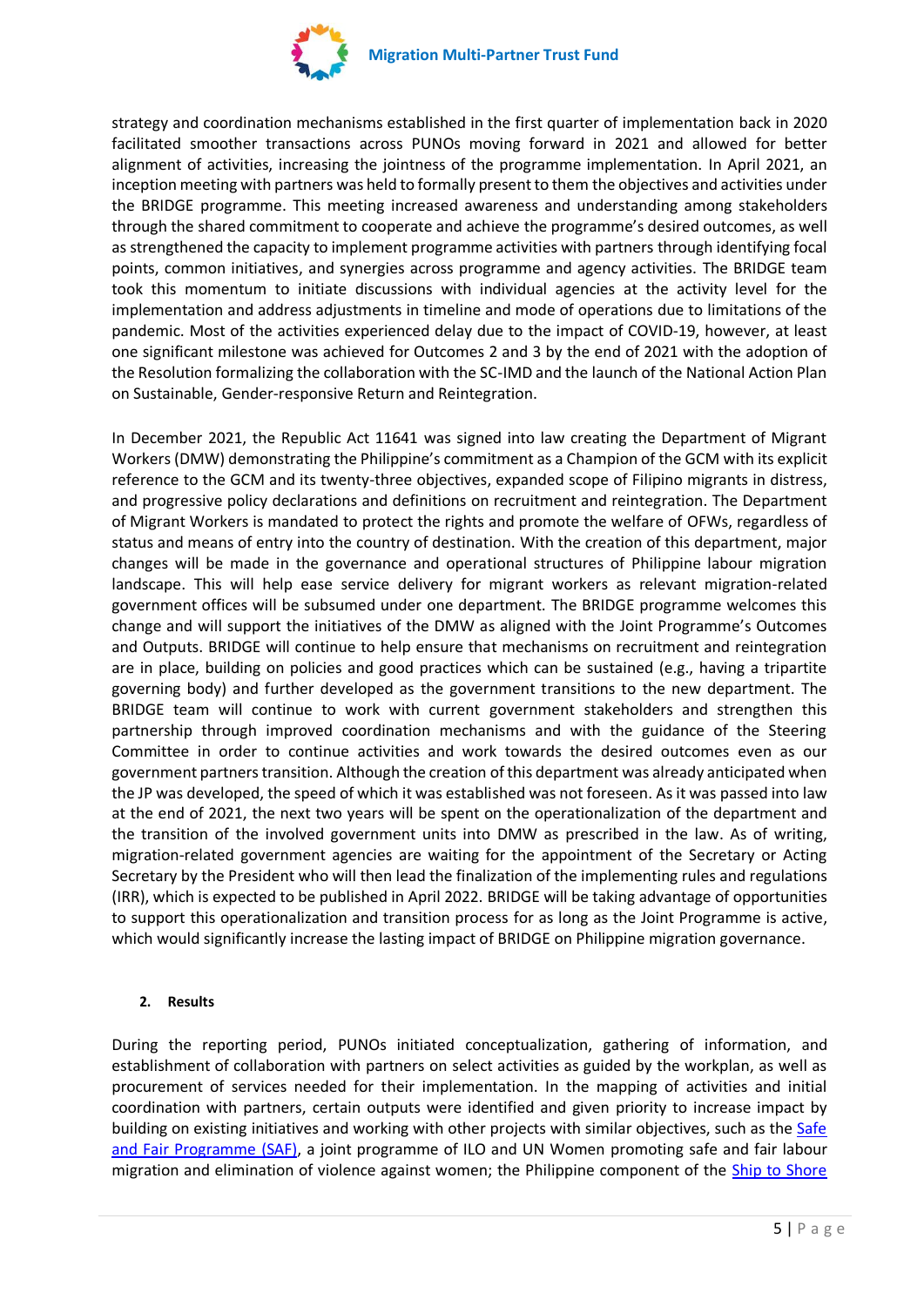strategy and coordination mechanisms established in the first quarter of implementation back in 2020 facilitated smoother transactions across PUNOs moving forward in 2021 and allowed for better alignment of activities, increasing the jointness of the programme implementation. In April 2021, an inception meeting with partners was held to formally present to them the objectives and activities under the BRIDGE programme. This meeting increased awareness and understanding among stakeholders through the shared commitment to cooperate and achieve the programme's desired outcomes, as well as strengthened the capacity to implement programme activities with partners through identifying focal points, common initiatives, and synergies across programme and agency activities. The BRIDGE team took this momentum to initiate discussions with individual agencies at the activity level for the implementation and address adjustments in timeline and mode of operations due to limitations of the pandemic. Most of the activities experienced delay due to the impact of COVID-19, however, at least one significant milestone was achieved for Outcomes 2 and 3 by the end of 2021 with the adoption of the Resolution formalizing the collaboration with the SC-IMD and the launch of the National Action Plan on Sustainable, Gender-responsive Return and Reintegration.

In December 2021, the Republic Act 11641 was signed into law creating the Department of Migrant Workers (DMW) demonstrating the Philippine's commitment as a Champion of the GCM with its explicit reference to the GCM and its twenty-three objectives, expanded scope of Filipino migrants in distress, and progressive policy declarations and definitions on recruitment and reintegration. The Department of Migrant Workers is mandated to protect the rights and promote the welfare of OFWs, regardless of status and means of entry into the country of destination. With the creation of this department, major changes will be made in the governance and operational structures of Philippine labour migration landscape. This will help ease service delivery for migrant workers as relevant migration-related government offices will be subsumed under one department. The BRIDGE programme welcomes this change and will support the initiatives of the DMW as aligned with the Joint Programme's Outcomes and Outputs. BRIDGE will continue to help ensure that mechanisms on recruitment and reintegration are in place, building on policies and good practices which can be sustained (e.g., having a tripartite governing body) and further developed as the government transitions to the new department. The BRIDGE team will continue to work with current government stakeholders and strengthen this partnership through improved coordination mechanisms and with the guidance of the Steering Committee in order to continue activities and work towards the desired outcomes even as our government partners transition. Although the creation of this department was already anticipated when the JP was developed, the speed of which it was established was not foreseen. As it was passed into law at the end of 2021, the next two years will be spent on the operationalization of the department and the transition of the involved government units into DMW as prescribed in the law. As of writing, migration-related government agencies are waiting for the appointment of the Secretary or Acting Secretary by the President who will then lead the finalization of the implementing rules and regulations (IRR), which is expected to be published in April 2022. BRIDGE will be taking advantage of opportunities to support this operationalization and transition process for as long as the Joint Programme is active, which would significantly increase the lasting impact of BRIDGE on Philippine migration governance.

## 2. Results

During the reporting period, PUNOs initiated conceptualization, gathering of information, and establishment of collaboration with partners on select activities as guided by the workplan, as well as procurement of services needed for their implementation. In the mapping of activities and initial coordination with partners, certain outputs were identified and given priority to increase impact by building on existing initiatives and working with other projects with similar objectives, such as the Safe and Fair Programme (SAF), a joint programme of ILO and UN Women promoting safe and fair labour migration and elimination of violence against women; the Philippine component of the Ship to Shore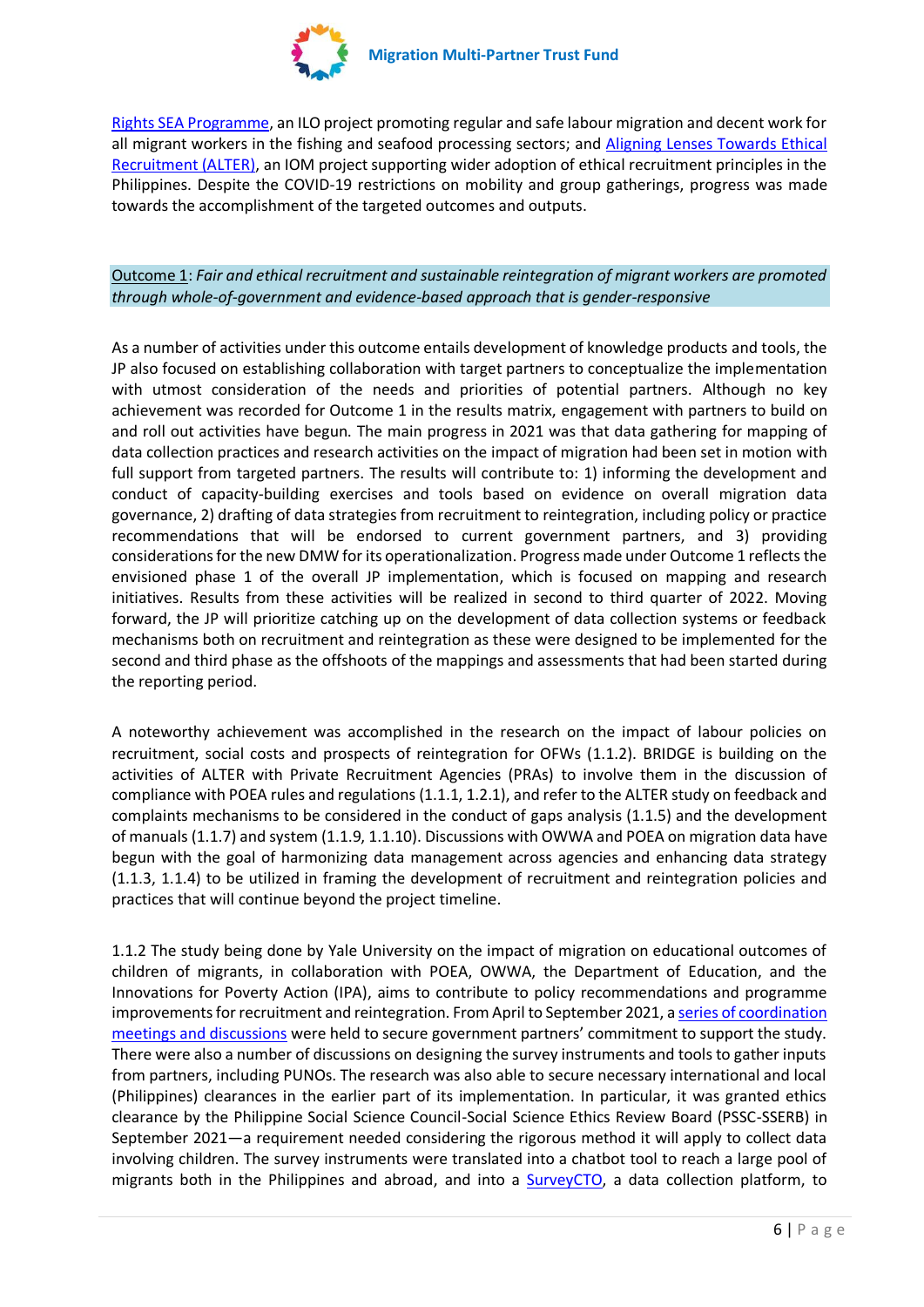[Rights SEA Programme](), an ILO project promoting regular and safe labour migration and decent work for all migrant workers in the fishing and seafood processing sectors; and [Aligning Lenses Towards Ethical Recruitment (ALTER)](), an IOM project supporting wider adoption of ethical recruitment principles in the Philippines. Despite the COVID-19 restrictions on mobility and group gatherings, progress was made towards the accomplishment of the targeted outcomes and outputs.

Outcome 1: *Fair and ethical recruitment and sustainable reintegration of migrant workers are promoted through whole-of-government and evidence-based approach that is gender-responsive*

As a number of activities under this outcome entails development of knowledge products and tools, the JP also focused on establishing collaboration with target partners to conceptualize the implementation with utmost consideration of the needs and priorities of potential partners. Although no key achievement was recorded for Outcome 1 in the results matrix, engagement with partners to build on and roll out activities have begun. The main progress in 2021 was that data gathering for mapping of data collection practices and research activities on the impact of migration had been set in motion with full support from targeted partners. The results will contribute to: 1) informing the development and conduct of capacity-building exercises and tools based on evidence on overall migration data governance, 2) drafting of data strategies from recruitment to reintegration, including policy or practice recommendations that will be endorsed to current government partners, and 3) providing considerations for the new DMW for its operationalization. Progress made under Outcome 1 reflects the envisioned phase 1 of the overall JP implementation, which is focused on mapping and research initiatives. Results from these activities will be realized in second to third quarter of 2022. Moving forward, the JP will prioritize catching up on the development of data collection systems or feedback mechanisms both on recruitment and reintegration as these were designed to be implemented for the second and third phase as the offshoots of the mappings and assessments that had been started during the reporting period.

A noteworthy achievement was accomplished in the research on the impact of labour policies on recruitment, social costs and prospects of reintegration for OFWs (1.1.2). BRIDGE is building on the activities of ALTER with Private Recruitment Agencies (PRAs) to involve them in the discussion of compliance with POEA rules and regulations (1.1.1, 1.2.1), and refer to the ALTER study on feedback and complaints mechanisms to be considered in the conduct of gaps analysis (1.1.5) and the development of manuals (1.1.7) and system (1.1.9, 1.1.10). Discussions with OWWA and POEA on migration data have begun with the goal of harmonizing data management across agencies and enhancing data strategy (1.1.3, 1.1.4) to be utilized in framing the development of recruitment and reintegration policies and practices that will continue beyond the project timeline.

1.1.2 The study being done by Yale University on the impact of migration on educational outcomes of children of migrants, in collaboration with POEA, OWWA, the Department of Education, and the Innovations for Poverty Action (IPA), aims to contribute to policy recommendations and programme improvements for recruitment and reintegration. From April to September 2021, a [series of coordination meetings and discussions]() were held to secure government partners' commitment to support the study. There were also a number of discussions on designing the survey instruments and tools to gather inputs from partners, including PUNOs. The research was also able to secure necessary international and local (Philippines) clearances in the earlier part of its implementation. In particular, it was granted ethics clearance by the Philippine Social Science Council-Social Science Ethics Review Board (PSSC-SSERB) in September 2021—a requirement needed considering the rigorous method it will apply to collect data involving children. The survey instruments were translated into a chatbot tool to reach a large pool of migrants both in the Philippines and abroad, and into a [SurveyCTO](), a data collection platform, to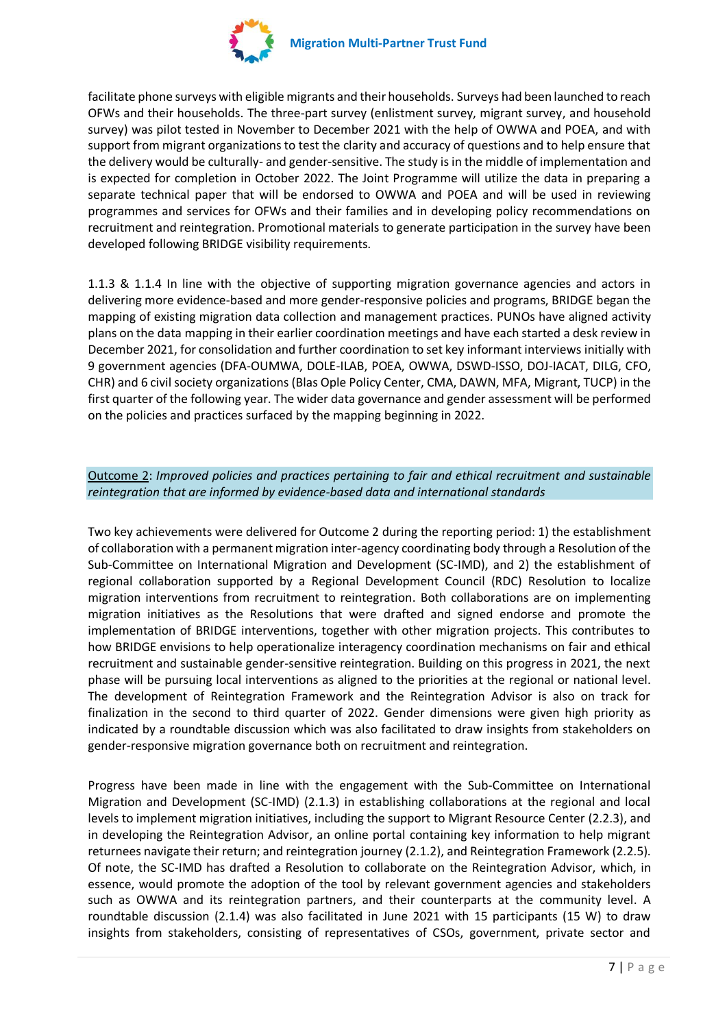facilitate phone surveys with eligible migrants and their households. Surveys had been launched to reach OFWs and their households. The three-part survey (enlistment survey, migrant survey, and household survey) was pilot tested in November to December 2021 with the help of OWWA and POEA, and with support from migrant organizations to test the clarity and accuracy of questions and to help ensure that the delivery would be culturally- and gender-sensitive. The study is in the middle of implementation and is expected for completion in October 2022. The Joint Programme will utilize the data in preparing a separate technical paper that will be endorsed to OWWA and POEA and will be used in reviewing programmes and services for OFWs and their families and in developing policy recommendations on recruitment and reintegration. Promotional materials to generate participation in the survey have been developed following BRIDGE visibility requirements.

1.1.3 & 1.1.4 In line with the objective of supporting migration governance agencies and actors in delivering more evidence-based and more gender-responsive policies and programs, BRIDGE began the mapping of existing migration data collection and management practices. PUNOs have aligned activity plans on the data mapping in their earlier coordination meetings and have each started a desk review in December 2021, for consolidation and further coordination to set key informant interviews initially with 9 government agencies (DFA-OUMWA, DOLE-ILAB, POEA, OWWA, DSWD-ISSO, DOJ-IACAT, DILG, CFO, CHR) and 6 civil society organizations (Blas Ople Policy Center, CMA, DAWN, MFA, Migrant, TUCP) in the first quarter of the following year. The wider data governance and gender assessment will be performed on the policies and practices surfaced by the mapping beginning in 2022.

<u>Outcome 2</u>: *Improved policies and practices pertaining to fair and ethical recruitment and sustainable reintegration that are informed by evidence-based data and international standards*

Two key achievements were delivered for Outcome 2 during the reporting period: 1) the establishment of collaboration with a permanent migration inter-agency coordinating body through a Resolution of the Sub-Committee on International Migration and Development (SC-IMD), and 2) the establishment of regional collaboration supported by a Regional Development Council (RDC) Resolution to localize migration interventions from recruitment to reintegration. Both collaborations are on implementing migration initiatives as the Resolutions that were drafted and signed endorse and promote the implementation of BRIDGE interventions, together with other migration projects. This contributes to how BRIDGE envisions to help operationalize interagency coordination mechanisms on fair and ethical recruitment and sustainable gender-sensitive reintegration. Building on this progress in 2021, the next phase will be pursuing local interventions as aligned to the priorities at the regional or national level. The development of Reintegration Framework and the Reintegration Advisor is also on track for finalization in the second to third quarter of 2022. Gender dimensions were given high priority as indicated by a roundtable discussion which was also facilitated to draw insights from stakeholders on gender-responsive migration governance both on recruitment and reintegration.

Progress have been made in line with the engagement with the Sub-Committee on International Migration and Development (SC-IMD) (2.1.3) in establishing collaborations at the regional and local levels to implement migration initiatives, including the support to Migrant Resource Center (2.2.3), and in developing the Reintegration Advisor, an online portal containing key information to help migrant returnees navigate their return; and reintegration journey (2.1.2), and Reintegration Framework (2.2.5). Of note, the SC-IMD has drafted a Resolution to collaborate on the Reintegration Advisor, which, in essence, would promote the adoption of the tool by relevant government agencies and stakeholders such as OWWA and its reintegration partners, and their counterparts at the community level. A roundtable discussion (2.1.4) was also facilitated in June 2021 with 15 participants (15 W) to draw insights from stakeholders, consisting of representatives of CSOs, government, private sector and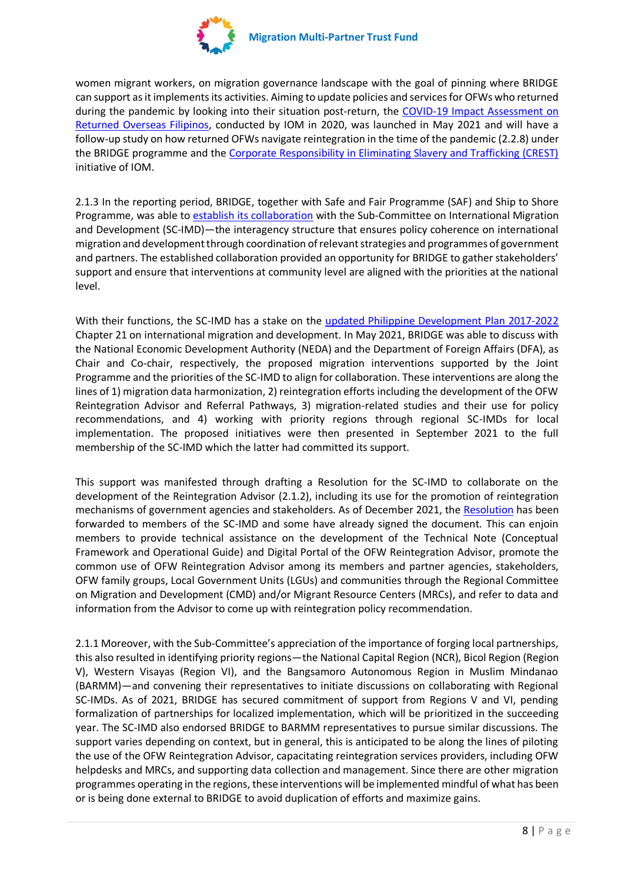women migrant workers, on migration governance landscape with the goal of pinning where BRIDGE can support as it implements its activities. Aiming to update policies and services for OFWs who returned during the pandemic by looking into their situation post-return, the COVID-19 Impact Assessment on Returned Overseas Filipinos, conducted by IOM in 2020, was launched in May 2021 and will have a follow-up study on how returned OFWs navigate reintegration in the time of the pandemic (2.2.8) under the BRIDGE programme and the Corporate Responsibility in Eliminating Slavery and Trafficking (CREST) initiative of IOM.

2.1.3 In the reporting period, BRIDGE, together with Safe and Fair Programme (SAF) and Ship to Shore Programme, was able to establish its collaboration with the Sub-Committee on International Migration and Development (SC-IMD)—the interagency structure that ensures policy coherence on international migration and development through coordination of relevant strategies and programmes of government and partners. The established collaboration provided an opportunity for BRIDGE to gather stakeholders' support and ensure that interventions at community level are aligned with the priorities at the national level.

With their functions, the SC-IMD has a stake on the updated Philippine Development Plan 2017-2022 Chapter 21 on international migration and development. In May 2021, BRIDGE was able to discuss with the National Economic Development Authority (NEDA) and the Department of Foreign Affairs (DFA), as Chair and Co-chair, respectively, the proposed migration interventions supported by the Joint Programme and the priorities of the SC-IMD to align for collaboration. These interventions are along the lines of 1) migration data harmonization, 2) reintegration efforts including the development of the OFW Reintegration Advisor and Referral Pathways, 3) migration-related studies and their use for policy recommendations, and 4) working with priority regions through regional SC-IMDs for local implementation. The proposed initiatives were then presented in September 2021 to the full membership of the SC-IMD which the latter had committed its support.

This support was manifested through drafting a Resolution for the SC-IMD to collaborate on the development of the Reintegration Advisor (2.1.2), including its use for the promotion of reintegration mechanisms of government agencies and stakeholders. As of December 2021, the Resolution has been forwarded to members of the SC-IMD and some have already signed the document. This can enjoin members to provide technical assistance on the development of the Technical Note (Conceptual Framework and Operational Guide) and Digital Portal of the OFW Reintegration Advisor, promote the common use of OFW Reintegration Advisor among its members and partner agencies, stakeholders, OFW family groups, Local Government Units (LGUs) and communities through the Regional Committee on Migration and Development (CMD) and/or Migrant Resource Centers (MRCs), and refer to data and information from the Advisor to come up with reintegration policy recommendation.

2.1.1 Moreover, with the Sub-Committee's appreciation of the importance of forging local partnerships, this also resulted in identifying priority regions—the National Capital Region (NCR), Bicol Region (Region V), Western Visayas (Region VI), and the Bangsamoro Autonomous Region in Muslim Mindanao (BARMM)—and convening their representatives to initiate discussions on collaborating with Regional SC-IMDs. As of 2021, BRIDGE has secured commitment of support from Regions V and VI, pending formalization of partnerships for localized implementation, which will be prioritized in the succeeding year. The SC-IMD also endorsed BRIDGE to BARMM representatives to pursue similar discussions. The support varies depending on context, but in general, this is anticipated to be along the lines of piloting the use of the OFW Reintegration Advisor, capacitating reintegration services providers, including OFW helpdesks and MRCs, and supporting data collection and management. Since there are other migration programmes operating in the regions, these interventions will be implemented mindful of what has been or is being done external to BRIDGE to avoid duplication of efforts and maximize gains.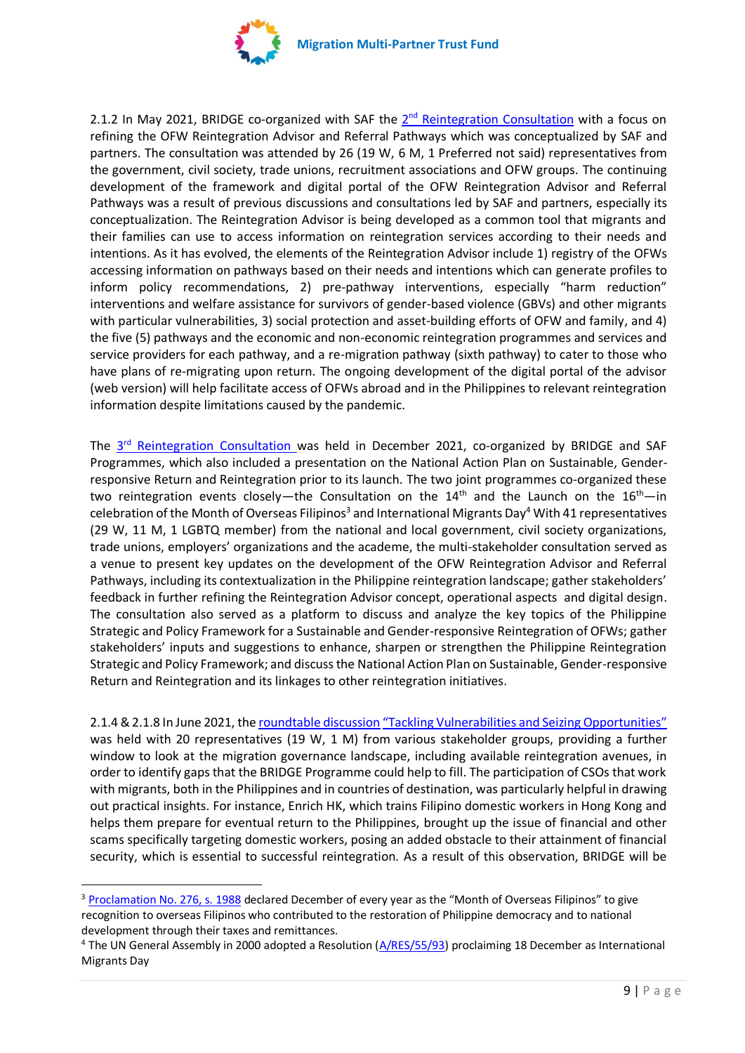2.1.2 In May 2021, BRIDGE co-organized with SAF the 2nd Reintegration Consultation with a focus on refining the OFW Reintegration Advisor and Referral Pathways which was conceptualized by SAF and partners. The consultation was attended by 26 (19 W, 6 M, 1 Preferred not said) representatives from the government, civil society, trade unions, recruitment associations and OFW groups. The continuing development of the framework and digital portal of the OFW Reintegration Advisor and Referral Pathways was a result of previous discussions and consultations led by SAF and partners, especially its conceptualization. The Reintegration Advisor is being developed as a common tool that migrants and their families can use to access information on reintegration services according to their needs and intentions. As it has evolved, the elements of the Reintegration Advisor include 1) registry of the OFWs accessing information on pathways based on their needs and intentions which can generate profiles to inform policy recommendations, 2) pre-pathway interventions, especially "harm reduction" interventions and welfare assistance for survivors of gender-based violence (GBVs) and other migrants with particular vulnerabilities, 3) social protection and asset-building efforts of OFW and family, and 4) the five (5) pathways and the economic and non-economic reintegration programmes and services and service providers for each pathway, and a re-migration pathway (sixth pathway) to cater to those who have plans of re-migrating upon return. The ongoing development of the digital portal of the advisor (web version) will help facilitate access of OFWs abroad and in the Philippines to relevant reintegration information despite limitations caused by the pandemic.

The 3rd Reintegration Consultation was held in December 2021, co-organized by BRIDGE and SAF Programmes, which also included a presentation on the National Action Plan on Sustainable, Gender-responsive Return and Reintegration prior to its launch. The two joint programmes co-organized these two reintegration events closely—the Consultation on the 14th and the Launch on the 16th—in celebration of the Month of Overseas Filipinos[3] and International Migrants Day[4] With 41 representatives (29 W, 11 M, 1 LGBTQ member) from the national and local government, civil society organizations, trade unions, employers' organizations and the academe, the multi-stakeholder consultation served as a venue to present key updates on the development of the OFW Reintegration Advisor and Referral Pathways, including its contextualization in the Philippine reintegration landscape; gather stakeholders' feedback in further refining the Reintegration Advisor concept, operational aspects and digital design. The consultation also served as a platform to discuss and analyze the key topics of the Philippine Strategic and Policy Framework for a Sustainable and Gender-responsive Reintegration of OFWs; gather stakeholders' inputs and suggestions to enhance, sharpen or strengthen the Philippine Reintegration Strategic and Policy Framework; and discuss the National Action Plan on Sustainable, Gender-responsive Return and Reintegration and its linkages to other reintegration initiatives.

2.1.4 & 2.1.8 In June 2021, the roundtable discussion "Tackling Vulnerabilities and Seizing Opportunities" was held with 20 representatives (19 W, 1 M) from various stakeholder groups, providing a further window to look at the migration governance landscape, including available reintegration avenues, in order to identify gaps that the BRIDGE Programme could help to fill. The participation of CSOs that work with migrants, both in the Philippines and in countries of destination, was particularly helpful in drawing out practical insights. For instance, Enrich HK, which trains Filipino domestic workers in Hong Kong and helps them prepare for eventual return to the Philippines, brought up the issue of financial and other scams specifically targeting domestic workers, posing an added obstacle to their attainment of financial security, which is essential to successful reintegration. As a result of this observation, BRIDGE will be

---

[3] Proclamation No. 276, s. 1988 declared December of every year as the "Month of Overseas Filipinos" to give recognition to overseas Filipinos who contributed to the restoration of Philippine democracy and to national development through their taxes and remittances.

[4] The UN General Assembly in 2000 adopted a Resolution (A/RES/55/93) proclaiming 18 December as International Migrants Day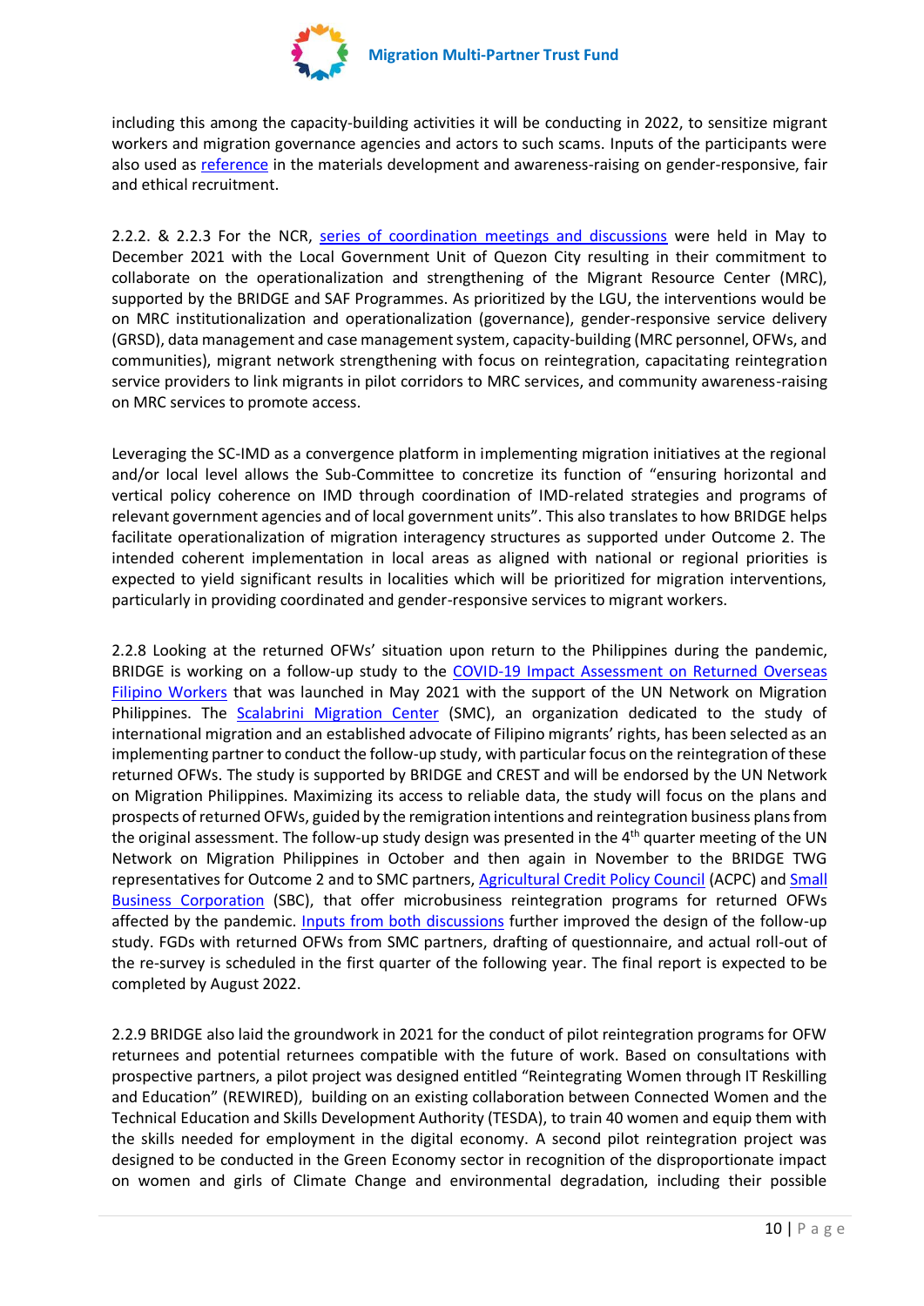including this among the capacity-building activities it will be conducting in 2022, to sensitize migrant workers and migration governance agencies and actors to such scams. Inputs of the participants were also used as reference in the materials development and awareness-raising on gender-responsive, fair and ethical recruitment.

2.2.2. & 2.2.3 For the NCR, series of coordination meetings and discussions were held in May to December 2021 with the Local Government Unit of Quezon City resulting in their commitment to collaborate on the operationalization and strengthening of the Migrant Resource Center (MRC), supported by the BRIDGE and SAF Programmes. As prioritized by the LGU, the interventions would be on MRC institutionalization and operationalization (governance), gender-responsive service delivery (GRSD), data management and case management system, capacity-building (MRC personnel, OFWs, and communities), migrant network strengthening with focus on reintegration, capacitating reintegration service providers to link migrants in pilot corridors to MRC services, and community awareness-raising on MRC services to promote access.

Leveraging the SC-IMD as a convergence platform in implementing migration initiatives at the regional and/or local level allows the Sub-Committee to concretize its function of "ensuring horizontal and vertical policy coherence on IMD through coordination of IMD-related strategies and programs of relevant government agencies and of local government units". This also translates to how BRIDGE helps facilitate operationalization of migration interagency structures as supported under Outcome 2. The intended coherent implementation in local areas as aligned with national or regional priorities is expected to yield significant results in localities which will be prioritized for migration interventions, particularly in providing coordinated and gender-responsive services to migrant workers.

2.2.8 Looking at the returned OFWs' situation upon return to the Philippines during the pandemic, BRIDGE is working on a follow-up study to the COVID-19 Impact Assessment on Returned Overseas Filipino Workers that was launched in May 2021 with the support of the UN Network on Migration Philippines. The Scalabrini Migration Center (SMC), an organization dedicated to the study of international migration and an established advocate of Filipino migrants' rights, has been selected as an implementing partner to conduct the follow-up study, with particular focus on the reintegration of these returned OFWs. The study is supported by BRIDGE and CREST and will be endorsed by the UN Network on Migration Philippines. Maximizing its access to reliable data, the study will focus on the plans and prospects of returned OFWs, guided by the remigration intentions and reintegration business plans from the original assessment. The follow-up study design was presented in the 4th quarter meeting of the UN Network on Migration Philippines in October and then again in November to the BRIDGE TWG representatives for Outcome 2 and to SMC partners, Agricultural Credit Policy Council (ACPC) and Small Business Corporation (SBC), that offer microbusiness reintegration programs for returned OFWs affected by the pandemic. Inputs from both discussions further improved the design of the follow-up study. FGDs with returned OFWs from SMC partners, drafting of questionnaire, and actual roll-out of the re-survey is scheduled in the first quarter of the following year. The final report is expected to be completed by August 2022.

2.2.9 BRIDGE also laid the groundwork in 2021 for the conduct of pilot reintegration programs for OFW returnees and potential returnees compatible with the future of work. Based on consultations with prospective partners, a pilot project was designed entitled "Reintegrating Women through IT Reskilling and Education" (REWIRED), building on an existing collaboration between Connected Women and the Technical Education and Skills Development Authority (TESDA), to train 40 women and equip them with the skills needed for employment in the digital economy. A second pilot reintegration project was designed to be conducted in the Green Economy sector in recognition of the disproportionate impact on women and girls of Climate Change and environmental degradation, including their possible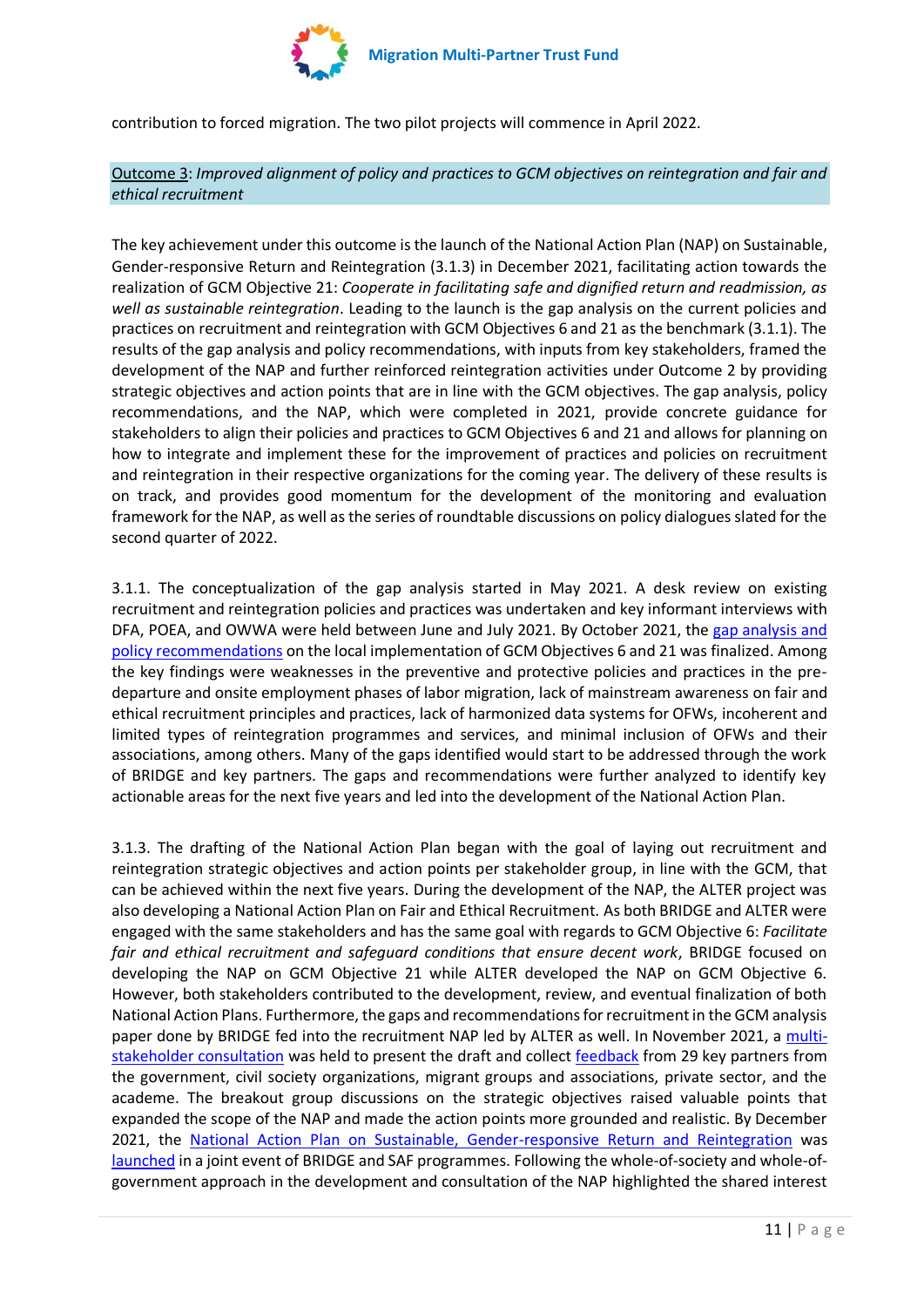contribution to forced migration. The two pilot projects will commence in April 2022.

Outcome 3: *Improved alignment of policy and practices to GCM objectives on reintegration and fair and ethical recruitment*

The key achievement under this outcome is the launch of the National Action Plan (NAP) on Sustainable, Gender-responsive Return and Reintegration (3.1.3) in December 2021, facilitating action towards the realization of GCM Objective 21: *Cooperate in facilitating safe and dignified return and readmission, as well as sustainable reintegration*. Leading to the launch is the gap analysis on the current policies and practices on recruitment and reintegration with GCM Objectives 6 and 21 as the benchmark (3.1.1). The results of the gap analysis and policy recommendations, with inputs from key stakeholders, framed the development of the NAP and further reinforced reintegration activities under Outcome 2 by providing strategic objectives and action points that are in line with the GCM objectives. The gap analysis, policy recommendations, and the NAP, which were completed in 2021, provide concrete guidance for stakeholders to align their policies and practices to GCM Objectives 6 and 21 and allows for planning on how to integrate and implement these for the improvement of practices and policies on recruitment and reintegration in their respective organizations for the coming year. The delivery of these results is on track, and provides good momentum for the development of the monitoring and evaluation framework for the NAP, as well as the series of roundtable discussions on policy dialogues slated for the second quarter of 2022.

3.1.1. The conceptualization of the gap analysis started in May 2021. A desk review on existing recruitment and reintegration policies and practices was undertaken and key informant interviews with DFA, POEA, and OWWA were held between June and July 2021. By October 2021, the gap analysis and policy recommendations on the local implementation of GCM Objectives 6 and 21 was finalized. Among the key findings were weaknesses in the preventive and protective policies and practices in the pre-departure and onsite employment phases of labor migration, lack of mainstream awareness on fair and ethical recruitment principles and practices, lack of harmonized data systems for OFWs, incoherent and limited types of reintegration programmes and services, and minimal inclusion of OFWs and their associations, among others. Many of the gaps identified would start to be addressed through the work of BRIDGE and key partners. The gaps and recommendations were further analyzed to identify key actionable areas for the next five years and led into the development of the National Action Plan.

3.1.3. The drafting of the National Action Plan began with the goal of laying out recruitment and reintegration strategic objectives and action points per stakeholder group, in line with the GCM, that can be achieved within the next five years. During the development of the NAP, the ALTER project was also developing a National Action Plan on Fair and Ethical Recruitment. As both BRIDGE and ALTER were engaged with the same stakeholders and has the same goal with regards to GCM Objective 6: *Facilitate fair and ethical recruitment and safeguard conditions that ensure decent work*, BRIDGE focused on developing the NAP on GCM Objective 21 while ALTER developed the NAP on GCM Objective 6. However, both stakeholders contributed to the development, review, and eventual finalization of both National Action Plans. Furthermore, the gaps and recommendations for recruitment in the GCM analysis paper done by BRIDGE fed into the recruitment NAP led by ALTER as well. In November 2021, a multi-stakeholder consultation was held to present the draft and collect feedback from 29 key partners from the government, civil society organizations, migrant groups and associations, private sector, and the academe. The breakout group discussions on the strategic objectives raised valuable points that expanded the scope of the NAP and made the action points more grounded and realistic. By December 2021, the National Action Plan on Sustainable, Gender-responsive Return and Reintegration was launched in a joint event of BRIDGE and SAF programmes. Following the whole-of-society and whole-of-government approach in the development and consultation of the NAP highlighted the shared interest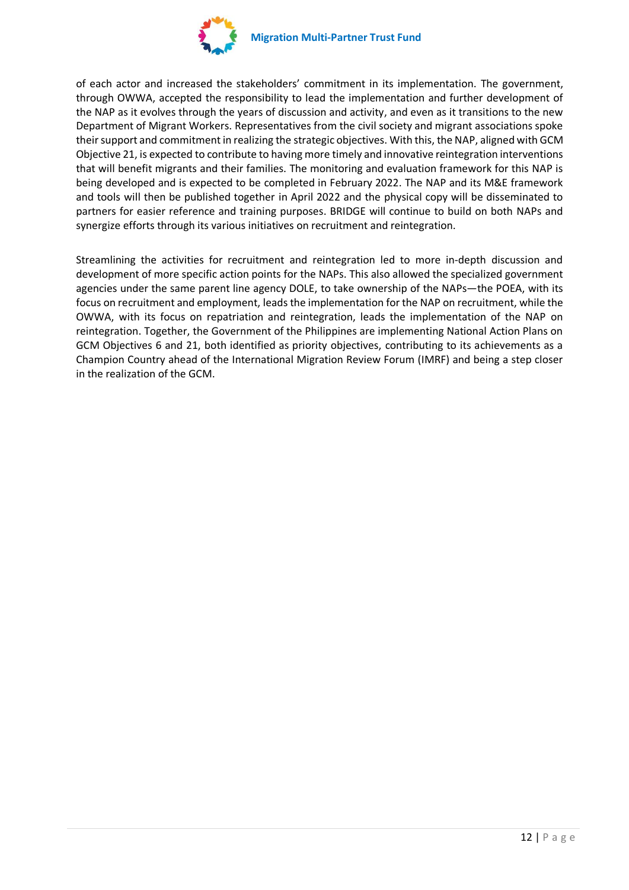of each actor and increased the stakeholders' commitment in its implementation. The government, through OWWA, accepted the responsibility to lead the implementation and further development of the NAP as it evolves through the years of discussion and activity, and even as it transitions to the new Department of Migrant Workers. Representatives from the civil society and migrant associations spoke their support and commitment in realizing the strategic objectives. With this, the NAP, aligned with GCM Objective 21, is expected to contribute to having more timely and innovative reintegration interventions that will benefit migrants and their families. The monitoring and evaluation framework for this NAP is being developed and is expected to be completed in February 2022. The NAP and its M&E framework and tools will then be published together in April 2022 and the physical copy will be disseminated to partners for easier reference and training purposes. BRIDGE will continue to build on both NAPs and synergize efforts through its various initiatives on recruitment and reintegration.

Streamlining the activities for recruitment and reintegration led to more in-depth discussion and development of more specific action points for the NAPs. This also allowed the specialized government agencies under the same parent line agency DOLE, to take ownership of the NAPs—the POEA, with its focus on recruitment and employment, leads the implementation for the NAP on recruitment, while the OWWA, with its focus on repatriation and reintegration, leads the implementation of the NAP on reintegration. Together, the Government of the Philippines are implementing National Action Plans on GCM Objectives 6 and 21, both identified as priority objectives, contributing to its achievements as a Champion Country ahead of the International Migration Review Forum (IMRF) and being a step closer in the realization of the GCM.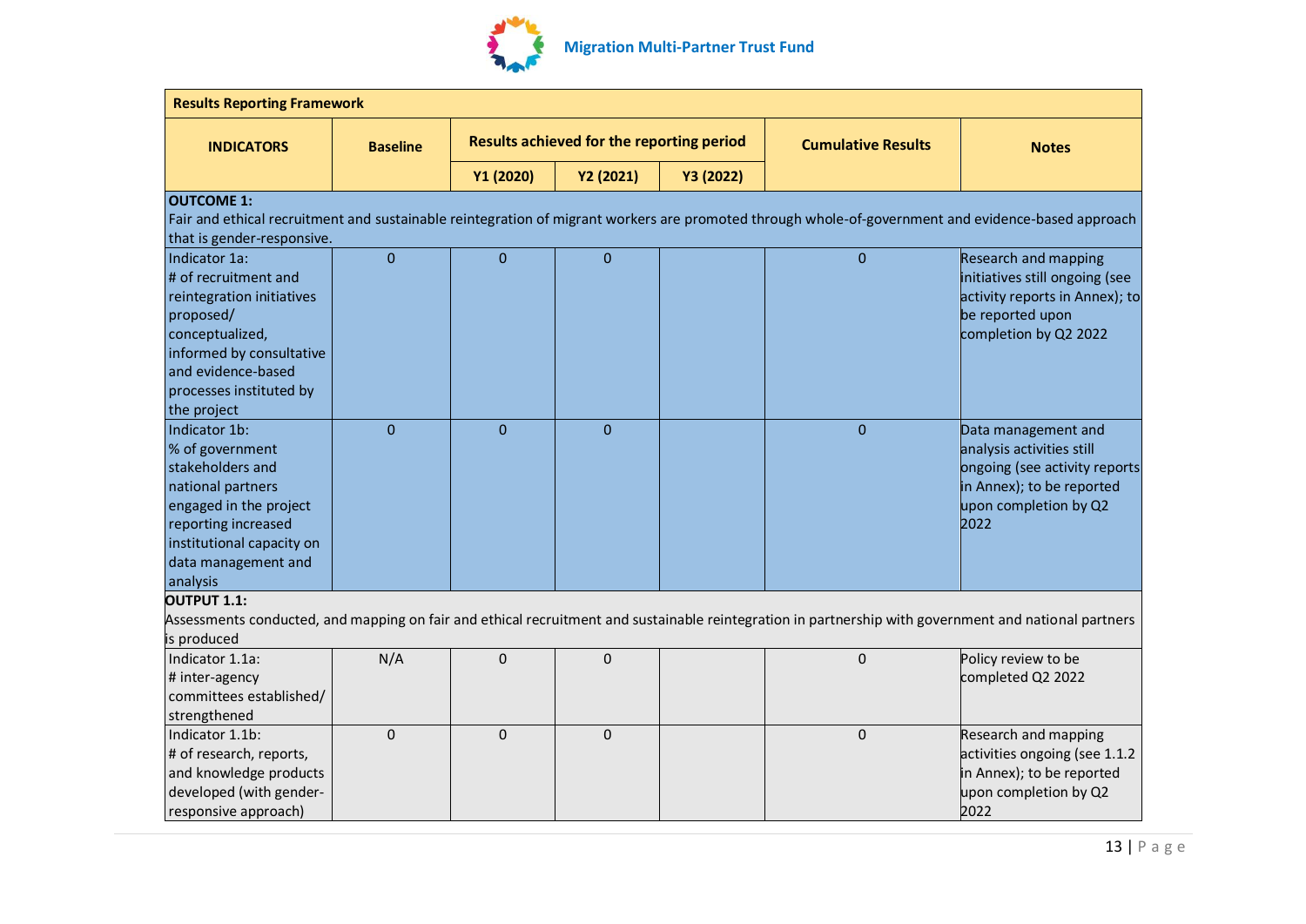| Results Reporting Framework | | | | | | |
|---|---|---|---|---|---|---|
| **INDICATORS** | **Baseline** | **Results achieved for the reporting period** | | | **Cumulative Results** | **Notes** |
| | | **Y1 (2020)** | **Y2 (2021)** | **Y3 (2022)** | | |
| **OUTCOME 1:** Fair and ethical recruitment and sustainable reintegration of migrant workers are promoted through whole-of-government and evidence-based approach that is gender-responsive. | | | | | | |
| Indicator 1a: # of recruitment and reintegration initiatives proposed/ conceptualized, informed by consultative and evidence-based processes instituted by the project | 0 | 0 | 0 | | 0 | Research and mapping initiatives still ongoing (see activity reports in Annex); to be reported upon completion by Q2 2022 |
| Indicator 1b: % of government stakeholders and national partners engaged in the project reporting increased institutional capacity on data management and analysis | 0 | 0 | 0 | | 0 | Data management and analysis activities still ongoing (see activity reports in Annex); to be reported upon completion by Q2 2022 |
| **OUTPUT 1.1:** Assessments conducted, and mapping on fair and ethical recruitment and sustainable reintegration in partnership with government and national partners is produced | | | | | | |
| Indicator 1.1a: # inter-agency committees established/ strengthened | N/A | 0 | 0 | | 0 | Policy review to be completed Q2 2022 |
| Indicator 1.1b: # of research, reports, and knowledge products developed (with gender-responsive approach) | 0 | 0 | 0 | | 0 | Research and mapping activities ongoing (see 1.1.2 in Annex); to be reported upon completion by Q2 2022 |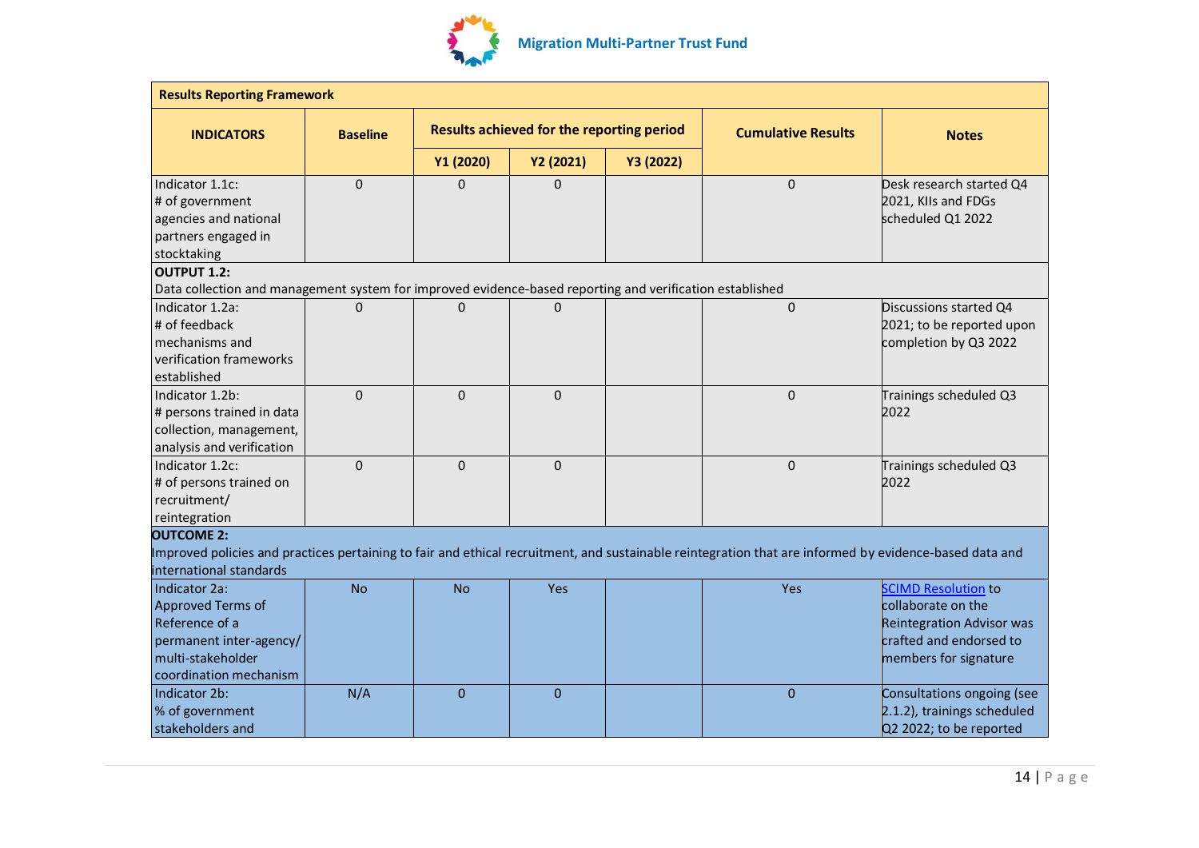| Results Reporting Framework | | | | | | |
|---|---|---|---|---|---|---|
| **INDICATORS** | **Baseline** | **Results achieved for the reporting period** | | | **Cumulative Results** | **Notes** |
| | | **Y1 (2020)** | **Y2 (2021)** | **Y3 (2022)** | | |
| Indicator 1.1c: # of government agencies and national partners engaged in stocktaking | 0 | 0 | 0 | | 0 | Desk research started Q4 2021, KIIs and FDGs scheduled Q1 2022 |
| **OUTPUT 1.2:** Data collection and management system for improved evidence-based reporting and verification established | | | | | | |
| Indicator 1.2a: # of feedback mechanisms and verification frameworks established | 0 | 0 | 0 | | 0 | Discussions started Q4 2021; to be reported upon completion by Q3 2022 |
| Indicator 1.2b: # persons trained in data collection, management, analysis and verification | 0 | 0 | 0 | | 0 | Trainings scheduled Q3 2022 |
| Indicator 1.2c: # of persons trained on recruitment/ reintegration | 0 | 0 | 0 | | 0 | Trainings scheduled Q3 2022 |
| **OUTCOME 2:** Improved policies and practices pertaining to fair and ethical recruitment, and sustainable reintegration that are informed by evidence-based data and international standards | | | | | | |
| Indicator 2a: Approved Terms of Reference of a permanent inter-agency/ multi-stakeholder coordination mechanism | No | No | Yes | | Yes | SCIMD Resolution to collaborate on the Reintegration Advisor was crafted and endorsed to members for signature |
| Indicator 2b: % of government stakeholders and | N/A | 0 | 0 | | 0 | Consultations ongoing (see 2.1.2), trainings scheduled Q2 2022; to be reported |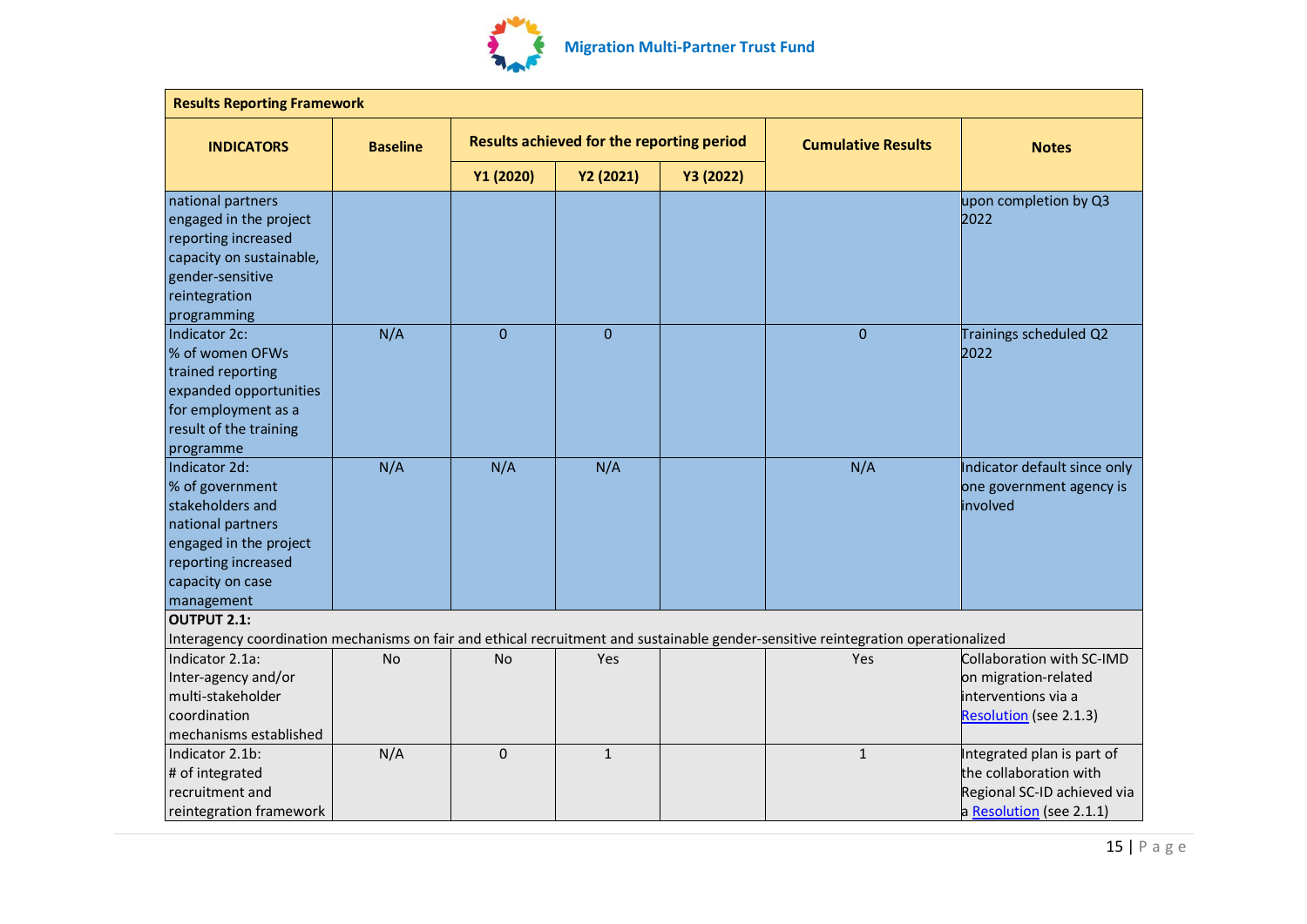| Results Reporting Framework | | | | | | |
|---|---|---|---|---|---|---|
| **INDICATORS** | **Baseline** | **Results achieved for the reporting period** | | | **Cumulative Results** | **Notes** |
| | | **Y1 (2020)** | **Y2 (2021)** | **Y3 (2022)** | | |
| national partners engaged in the project reporting increased capacity on sustainable, gender-sensitive reintegration programming | | | | | | upon completion by Q3 2022 |
| Indicator 2c: % of women OFWs trained reporting expanded opportunities for employment as a result of the training programme | N/A | 0 | 0 | | 0 | Trainings scheduled Q2 2022 |
| Indicator 2d: % of government stakeholders and national partners engaged in the project reporting increased capacity on case management | N/A | N/A | N/A | | N/A | Indicator default since only one government agency is involved |
| **OUTPUT 2.1:** Interagency coordination mechanisms on fair and ethical recruitment and sustainable gender-sensitive reintegration operationalized | | | | | | |
| Indicator 2.1a: Inter-agency and/or multi-stakeholder coordination mechanisms established | No | No | Yes | | Yes | Collaboration with SC-IMD on migration-related interventions via a Resolution (see 2.1.3) |
| Indicator 2.1b: # of integrated recruitment and reintegration framework | N/A | 0 | 1 | | 1 | Integrated plan is part of the collaboration with Regional SC-ID achieved via a Resolution (see 2.1.1) |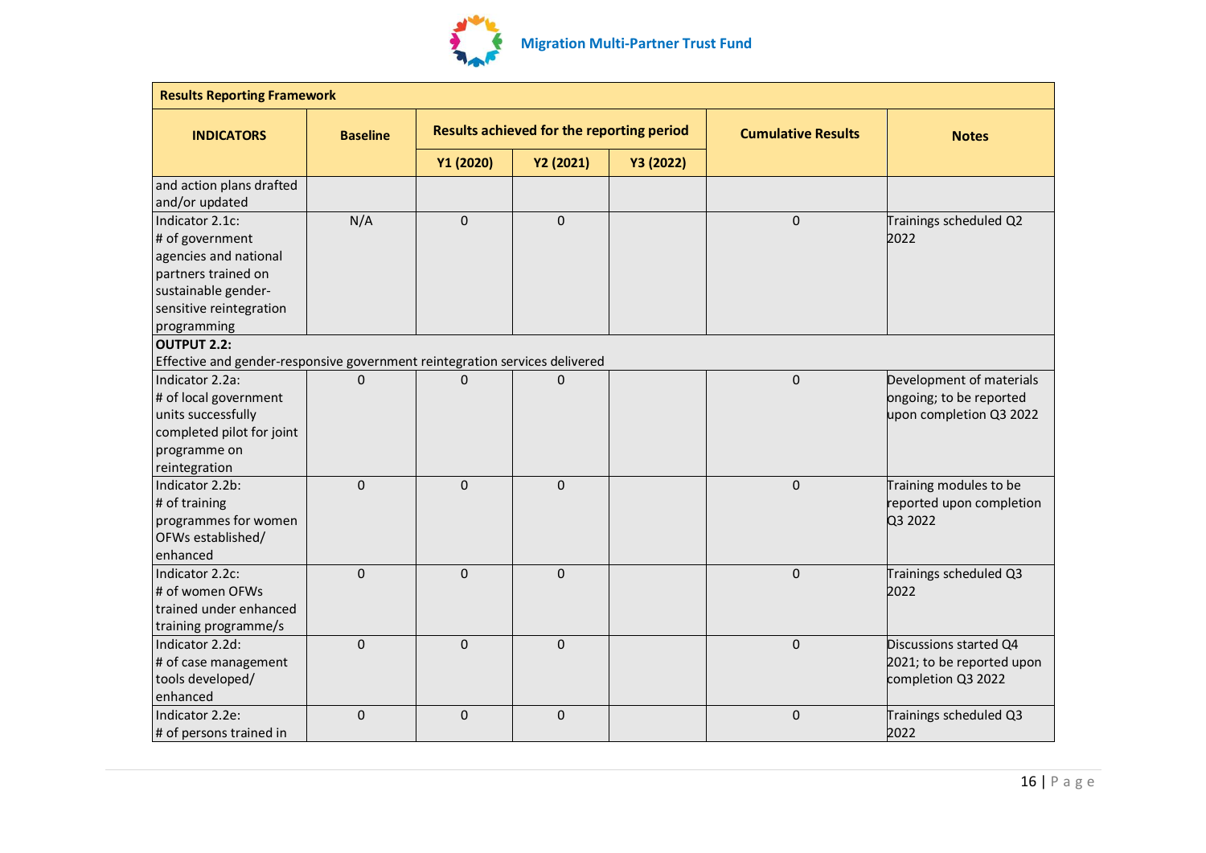| Results Reporting Framework | | | | | | |
|---|---|---|---|---|---|---|
| **INDICATORS** | **Baseline** | **Results achieved for the reporting period** | | | **Cumulative Results** | **Notes** |
| | | **Y1 (2020)** | **Y2 (2021)** | **Y3 (2022)** | | |
| and action plans drafted and/or updated | | | | | | |
| Indicator 2.1c: # of government agencies and national partners trained on sustainable gender-sensitive reintegration programming | N/A | 0 | 0 | | 0 | Trainings scheduled Q2 2022 |
| **OUTPUT 2.2:** Effective and gender-responsive government reintegration services delivered | | | | | | |
| Indicator 2.2a: # of local government units successfully completed pilot for joint programme on reintegration | 0 | 0 | 0 | | 0 | Development of materials ongoing; to be reported upon completion Q3 2022 |
| Indicator 2.2b: # of training programmes for women OFWs established/ enhanced | 0 | 0 | 0 | | 0 | Training modules to be reported upon completion Q3 2022 |
| Indicator 2.2c: # of women OFWs trained under enhanced training programme/s | 0 | 0 | 0 | | 0 | Trainings scheduled Q3 2022 |
| Indicator 2.2d: # of case management tools developed/ enhanced | 0 | 0 | 0 | | 0 | Discussions started Q4 2021; to be reported upon completion Q3 2022 |
| Indicator 2.2e: # of persons trained in | 0 | 0 | 0 | | 0 | Trainings scheduled Q3 2022 |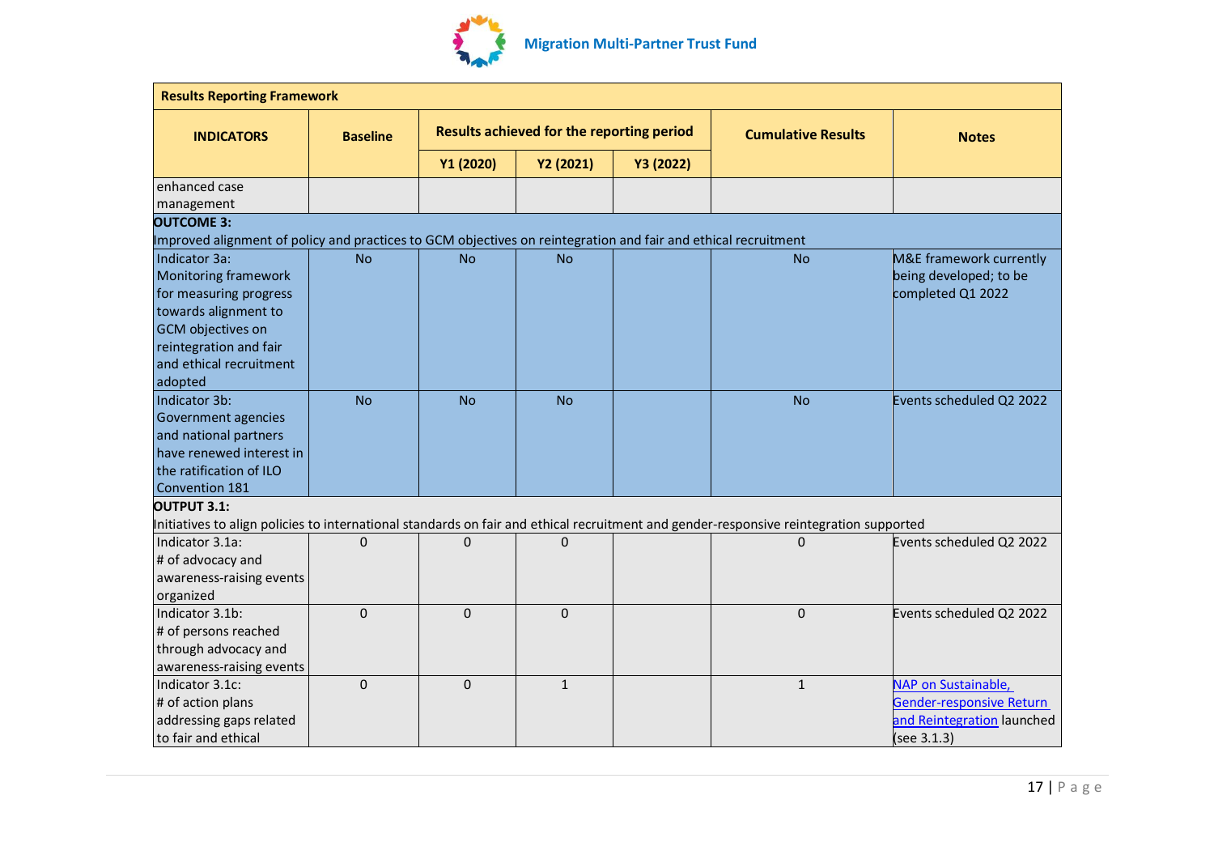| Results Reporting Framework | | | | | | |
|---|---|---|---|---|---|---|
| INDICATORS | Baseline | Results achieved for the reporting period | | | Cumulative Results | Notes |
| | | Y1 (2020) | Y2 (2021) | Y3 (2022) | | |
| enhanced case management | | | | | | |
| **OUTCOME 3:** Improved alignment of policy and practices to GCM objectives on reintegration and fair and ethical recruitment | | | | | | |
| Indicator 3a: Monitoring framework for measuring progress towards alignment to GCM objectives on reintegration and fair and ethical recruitment adopted | No | No | No | | No | M&E framework currently being developed; to be completed Q1 2022 |
| Indicator 3b: Government agencies and national partners have renewed interest in the ratification of ILO Convention 181 | No | No | No | | No | Events scheduled Q2 2022 |
| **OUTPUT 3.1:** Initiatives to align policies to international standards on fair and ethical recruitment and gender-responsive reintegration supported | | | | | | |
| Indicator 3.1a: # of advocacy and awareness-raising events organized | 0 | 0 | 0 | | 0 | Events scheduled Q2 2022 |
| Indicator 3.1b: # of persons reached through advocacy and awareness-raising events | 0 | 0 | 0 | | 0 | Events scheduled Q2 2022 |
| Indicator 3.1c: # of action plans addressing gaps related to fair and ethical | 0 | 0 | 1 | | 1 | NAP on Sustainable, Gender-responsive Return and Reintegration launched (see 3.1.3) |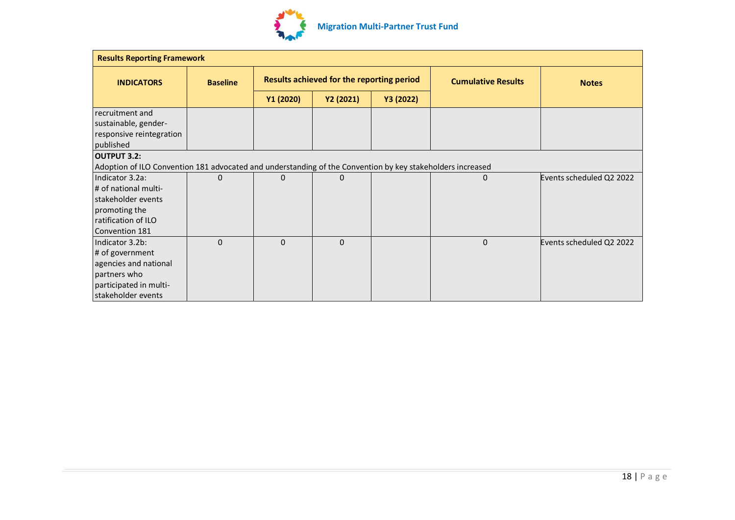| **Results Reporting Framework** | | | | | | |
|---|---|---|---|---|---|---|
| **INDICATORS** | **Baseline** | **Results achieved for the reporting period** | | | **Cumulative Results** | **Notes** |
| | | **Y1 (2020)** | **Y2 (2021)** | **Y3 (2022)** | | |
| recruitment and sustainable, gender-responsive reintegration published | | | | | | |
| **OUTPUT 3.2:** Adoption of ILO Convention 181 advocated and understanding of the Convention by key stakeholders increased | | | | | | |
| Indicator 3.2a: # of national multi-stakeholder events promoting the ratification of ILO Convention 181 | 0 | 0 | 0 | | 0 | Events scheduled Q2 2022 |
| Indicator 3.2b: # of government agencies and national partners who participated in multi-stakeholder events | 0 | 0 | 0 | | 0 | Events scheduled Q2 2022 |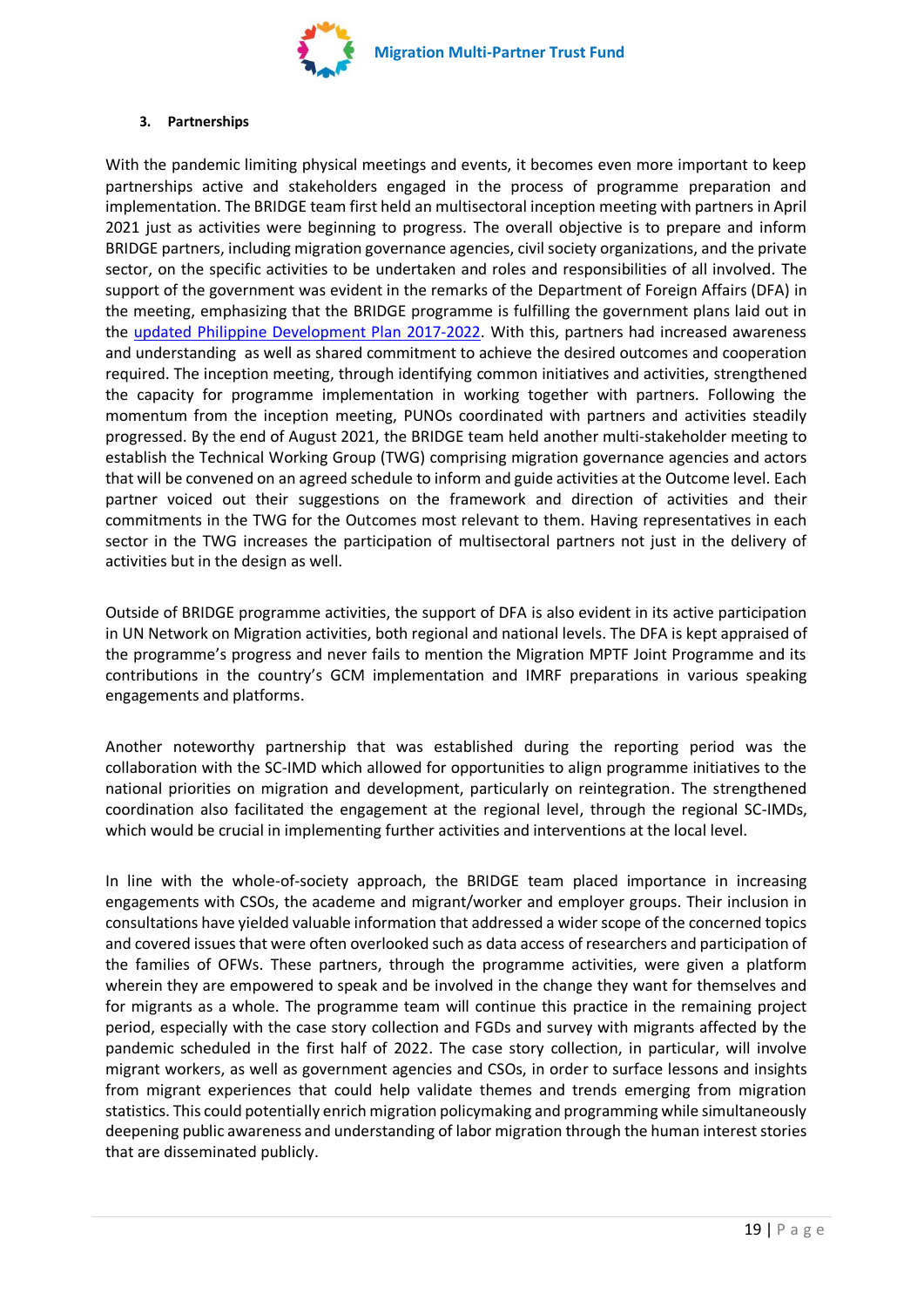### 3. Partnerships

With the pandemic limiting physical meetings and events, it becomes even more important to keep partnerships active and stakeholders engaged in the process of programme preparation and implementation. The BRIDGE team first held an multisectoral inception meeting with partners in April 2021 just as activities were beginning to progress. The overall objective is to prepare and inform BRIDGE partners, including migration governance agencies, civil society organizations, and the private sector, on the specific activities to be undertaken and roles and responsibilities of all involved. The support of the government was evident in the remarks of the Department of Foreign Affairs (DFA) in the meeting, emphasizing that the BRIDGE programme is fulfilling the government plans laid out in the updated Philippine Development Plan 2017-2022. With this, partners had increased awareness and understanding as well as shared commitment to achieve the desired outcomes and cooperation required. The inception meeting, through identifying common initiatives and activities, strengthened the capacity for programme implementation in working together with partners. Following the momentum from the inception meeting, PUNOs coordinated with partners and activities steadily progressed. By the end of August 2021, the BRIDGE team held another multi-stakeholder meeting to establish the Technical Working Group (TWG) comprising migration governance agencies and actors that will be convened on an agreed schedule to inform and guide activities at the Outcome level. Each partner voiced out their suggestions on the framework and direction of activities and their commitments in the TWG for the Outcomes most relevant to them. Having representatives in each sector in the TWG increases the participation of multisectoral partners not just in the delivery of activities but in the design as well.

Outside of BRIDGE programme activities, the support of DFA is also evident in its active participation in UN Network on Migration activities, both regional and national levels. The DFA is kept appraised of the programme's progress and never fails to mention the Migration MPTF Joint Programme and its contributions in the country's GCM implementation and IMRF preparations in various speaking engagements and platforms.

Another noteworthy partnership that was established during the reporting period was the collaboration with the SC-IMD which allowed for opportunities to align programme initiatives to the national priorities on migration and development, particularly on reintegration. The strengthened coordination also facilitated the engagement at the regional level, through the regional SC-IMDs, which would be crucial in implementing further activities and interventions at the local level.

In line with the whole-of-society approach, the BRIDGE team placed importance in increasing engagements with CSOs, the academe and migrant/worker and employer groups. Their inclusion in consultations have yielded valuable information that addressed a wider scope of the concerned topics and covered issues that were often overlooked such as data access of researchers and participation of the families of OFWs. These partners, through the programme activities, were given a platform wherein they are empowered to speak and be involved in the change they want for themselves and for migrants as a whole. The programme team will continue this practice in the remaining project period, especially with the case story collection and FGDs and survey with migrants affected by the pandemic scheduled in the first half of 2022. The case story collection, in particular, will involve migrant workers, as well as government agencies and CSOs, in order to surface lessons and insights from migrant experiences that could help validate themes and trends emerging from migration statistics. This could potentially enrich migration policymaking and programming while simultaneously deepening public awareness and understanding of labor migration through the human interest stories that are disseminated publicly.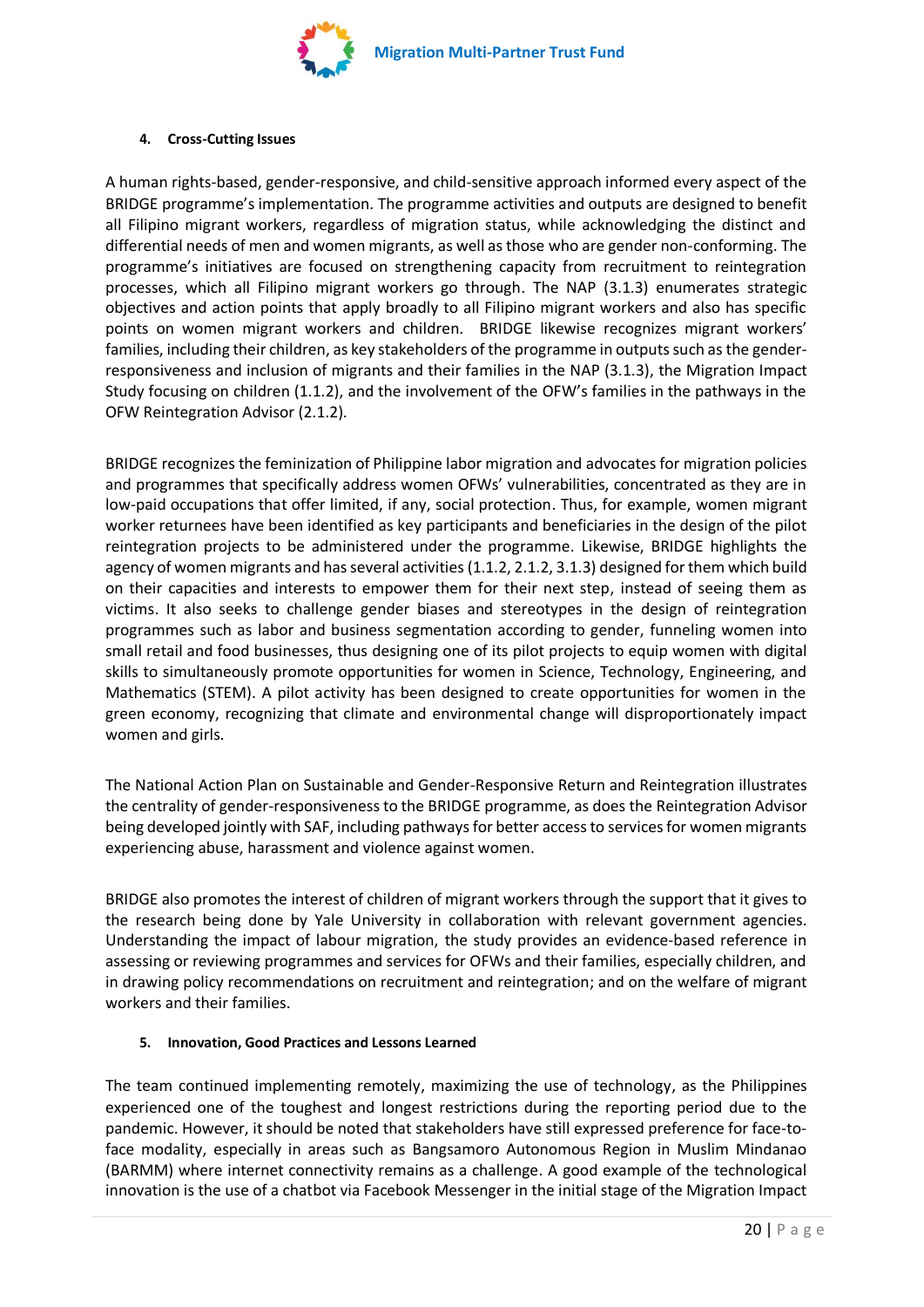## 4. Cross-Cutting Issues

A human rights-based, gender-responsive, and child-sensitive approach informed every aspect of the BRIDGE programme's implementation. The programme activities and outputs are designed to benefit all Filipino migrant workers, regardless of migration status, while acknowledging the distinct and differential needs of men and women migrants, as well as those who are gender non-conforming. The programme's initiatives are focused on strengthening capacity from recruitment to reintegration processes, which all Filipino migrant workers go through. The NAP (3.1.3) enumerates strategic objectives and action points that apply broadly to all Filipino migrant workers and also has specific points on women migrant workers and children. BRIDGE likewise recognizes migrant workers' families, including their children, as key stakeholders of the programme in outputs such as the gender-responsiveness and inclusion of migrants and their families in the NAP (3.1.3), the Migration Impact Study focusing on children (1.1.2), and the involvement of the OFW's families in the pathways in the OFW Reintegration Advisor (2.1.2).

BRIDGE recognizes the feminization of Philippine labor migration and advocates for migration policies and programmes that specifically address women OFWs' vulnerabilities, concentrated as they are in low-paid occupations that offer limited, if any, social protection. Thus, for example, women migrant worker returnees have been identified as key participants and beneficiaries in the design of the pilot reintegration projects to be administered under the programme. Likewise, BRIDGE highlights the agency of women migrants and has several activities (1.1.2, 2.1.2, 3.1.3) designed for them which build on their capacities and interests to empower them for their next step, instead of seeing them as victims. It also seeks to challenge gender biases and stereotypes in the design of reintegration programmes such as labor and business segmentation according to gender, funneling women into small retail and food businesses, thus designing one of its pilot projects to equip women with digital skills to simultaneously promote opportunities for women in Science, Technology, Engineering, and Mathematics (STEM). A pilot activity has been designed to create opportunities for women in the green economy, recognizing that climate and environmental change will disproportionately impact women and girls.

The National Action Plan on Sustainable and Gender-Responsive Return and Reintegration illustrates the centrality of gender-responsiveness to the BRIDGE programme, as does the Reintegration Advisor being developed jointly with SAF, including pathways for better access to services for women migrants experiencing abuse, harassment and violence against women.

BRIDGE also promotes the interest of children of migrant workers through the support that it gives to the research being done by Yale University in collaboration with relevant government agencies. Understanding the impact of labour migration, the study provides an evidence-based reference in assessing or reviewing programmes and services for OFWs and their families, especially children, and in drawing policy recommendations on recruitment and reintegration; and on the welfare of migrant workers and their families.

## 5. Innovation, Good Practices and Lessons Learned

The team continued implementing remotely, maximizing the use of technology, as the Philippines experienced one of the toughest and longest restrictions during the reporting period due to the pandemic. However, it should be noted that stakeholders have still expressed preference for face-to-face modality, especially in areas such as Bangsamoro Autonomous Region in Muslim Mindanao (BARMM) where internet connectivity remains as a challenge. A good example of the technological innovation is the use of a chatbot via Facebook Messenger in the initial stage of the Migration Impact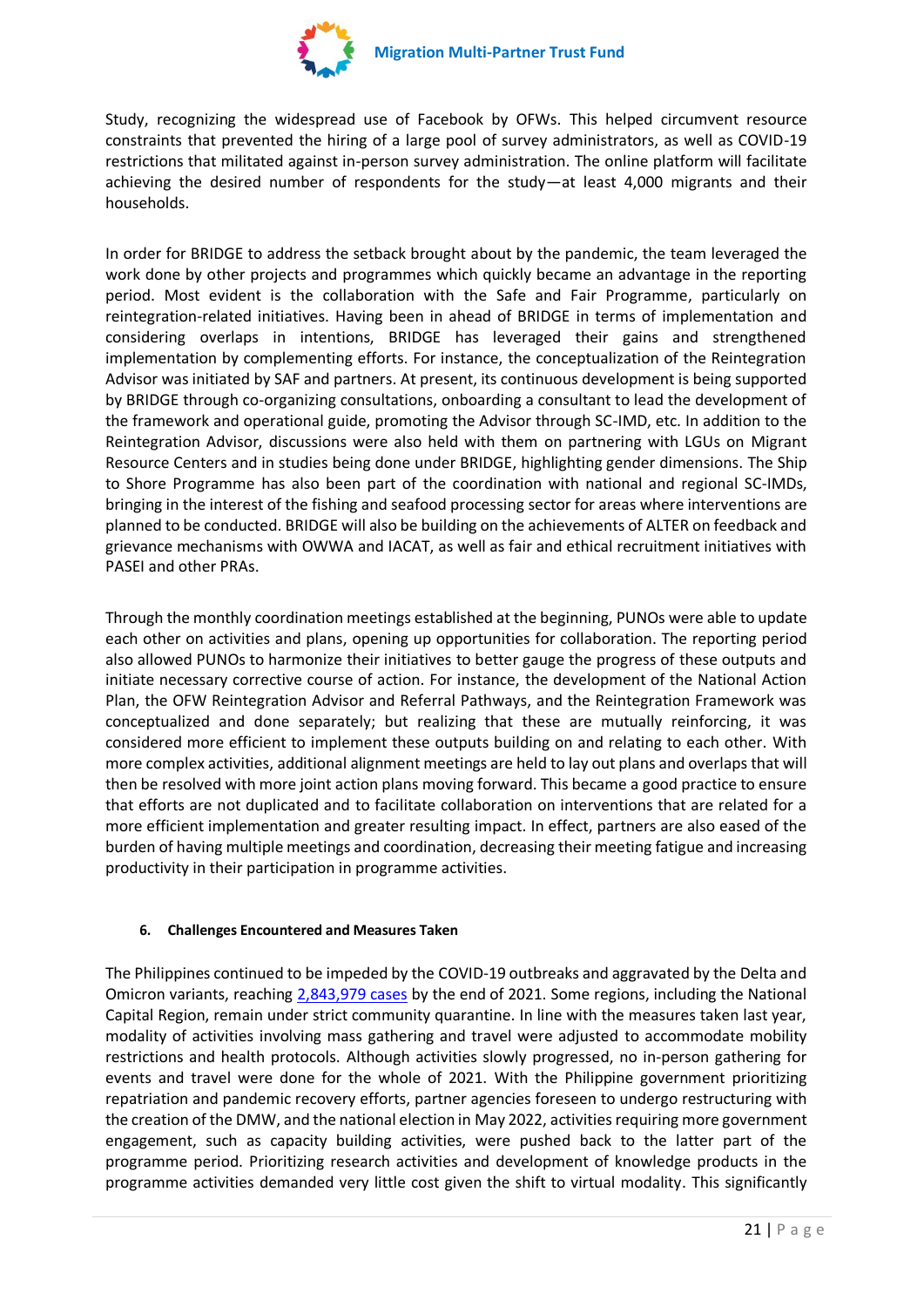Study, recognizing the widespread use of Facebook by OFWs. This helped circumvent resource constraints that prevented the hiring of a large pool of survey administrators, as well as COVID-19 restrictions that militated against in-person survey administration. The online platform will facilitate achieving the desired number of respondents for the study—at least 4,000 migrants and their households.

In order for BRIDGE to address the setback brought about by the pandemic, the team leveraged the work done by other projects and programmes which quickly became an advantage in the reporting period. Most evident is the collaboration with the Safe and Fair Programme, particularly on reintegration-related initiatives. Having been in ahead of BRIDGE in terms of implementation and considering overlaps in intentions, BRIDGE has leveraged their gains and strengthened implementation by complementing efforts. For instance, the conceptualization of the Reintegration Advisor was initiated by SAF and partners. At present, its continuous development is being supported by BRIDGE through co-organizing consultations, onboarding a consultant to lead the development of the framework and operational guide, promoting the Advisor through SC-IMD, etc. In addition to the Reintegration Advisor, discussions were also held with them on partnering with LGUs on Migrant Resource Centers and in studies being done under BRIDGE, highlighting gender dimensions. The Ship to Shore Programme has also been part of the coordination with national and regional SC-IMDs, bringing in the interest of the fishing and seafood processing sector for areas where interventions are planned to be conducted. BRIDGE will also be building on the achievements of ALTER on feedback and grievance mechanisms with OWWA and IACAT, as well as fair and ethical recruitment initiatives with PASEI and other PRAs.

Through the monthly coordination meetings established at the beginning, PUNOs were able to update each other on activities and plans, opening up opportunities for collaboration. The reporting period also allowed PUNOs to harmonize their initiatives to better gauge the progress of these outputs and initiate necessary corrective course of action. For instance, the development of the National Action Plan, the OFW Reintegration Advisor and Referral Pathways, and the Reintegration Framework was conceptualized and done separately; but realizing that these are mutually reinforcing, it was considered more efficient to implement these outputs building on and relating to each other. With more complex activities, additional alignment meetings are held to lay out plans and overlaps that will then be resolved with more joint action plans moving forward. This became a good practice to ensure that efforts are not duplicated and to facilitate collaboration on interventions that are related for a more efficient implementation and greater resulting impact. In effect, partners are also eased of the burden of having multiple meetings and coordination, decreasing their meeting fatigue and increasing productivity in their participation in programme activities.

## 6. Challenges Encountered and Measures Taken

The Philippines continued to be impeded by the COVID-19 outbreaks and aggravated by the Delta and Omicron variants, reaching 2,843,979 cases by the end of 2021. Some regions, including the National Capital Region, remain under strict community quarantine. In line with the measures taken last year, modality of activities involving mass gathering and travel were adjusted to accommodate mobility restrictions and health protocols. Although activities slowly progressed, no in-person gathering for events and travel were done for the whole of 2021. With the Philippine government prioritizing repatriation and pandemic recovery efforts, partner agencies foreseen to undergo restructuring with the creation of the DMW, and the national election in May 2022, activities requiring more government engagement, such as capacity building activities, were pushed back to the latter part of the programme period. Prioritizing research activities and development of knowledge products in the programme activities demanded very little cost given the shift to virtual modality. This significantly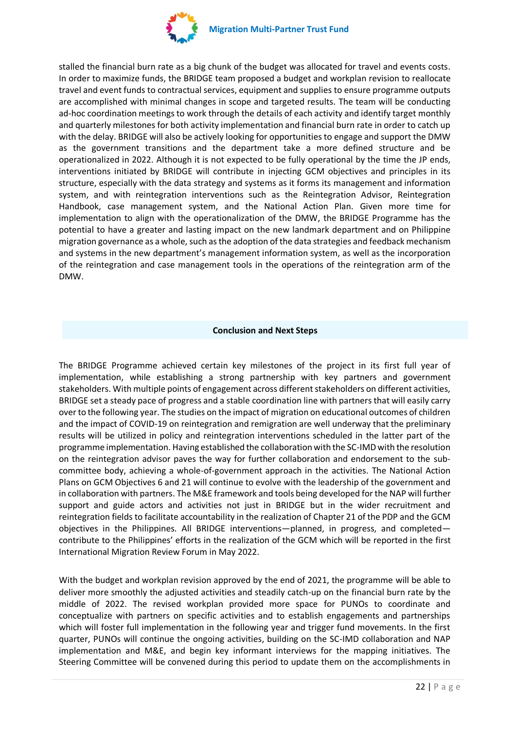stalled the financial burn rate as a big chunk of the budget was allocated for travel and events costs. In order to maximize funds, the BRIDGE team proposed a budget and workplan revision to reallocate travel and event funds to contractual services, equipment and supplies to ensure programme outputs are accomplished with minimal changes in scope and targeted results. The team will be conducting ad-hoc coordination meetings to work through the details of each activity and identify target monthly and quarterly milestones for both activity implementation and financial burn rate in order to catch up with the delay. BRIDGE will also be actively looking for opportunities to engage and support the DMW as the government transitions and the department take a more defined structure and be operationalized in 2022. Although it is not expected to be fully operational by the time the JP ends, interventions initiated by BRIDGE will contribute in injecting GCM objectives and principles in its structure, especially with the data strategy and systems as it forms its management and information system, and with reintegration interventions such as the Reintegration Advisor, Reintegration Handbook, case management system, and the National Action Plan. Given more time for implementation to align with the operationalization of the DMW, the BRIDGE Programme has the potential to have a greater and lasting impact on the new landmark department and on Philippine migration governance as a whole, such as the adoption of the data strategies and feedback mechanism and systems in the new department's management information system, as well as the incorporation of the reintegration and case management tools in the operations of the reintegration arm of the DMW.

## Conclusion and Next Steps

The BRIDGE Programme achieved certain key milestones of the project in its first full year of implementation, while establishing a strong partnership with key partners and government stakeholders. With multiple points of engagement across different stakeholders on different activities, BRIDGE set a steady pace of progress and a stable coordination line with partners that will easily carry over to the following year. The studies on the impact of migration on educational outcomes of children and the impact of COVID-19 on reintegration and remigration are well underway that the preliminary results will be utilized in policy and reintegration interventions scheduled in the latter part of the programme implementation. Having established the collaboration with the SC-IMD with the resolution on the reintegration advisor paves the way for further collaboration and endorsement to the sub-committee body, achieving a whole-of-government approach in the activities. The National Action Plans on GCM Objectives 6 and 21 will continue to evolve with the leadership of the government and in collaboration with partners. The M&E framework and tools being developed for the NAP will further support and guide actors and activities not just in BRIDGE but in the wider recruitment and reintegration fields to facilitate accountability in the realization of Chapter 21 of the PDP and the GCM objectives in the Philippines. All BRIDGE interventions—planned, in progress, and completed—contribute to the Philippines' efforts in the realization of the GCM which will be reported in the first International Migration Review Forum in May 2022.

With the budget and workplan revision approved by the end of 2021, the programme will be able to deliver more smoothly the adjusted activities and steadily catch-up on the financial burn rate by the middle of 2022. The revised workplan provided more space for PUNOs to coordinate and conceptualize with partners on specific activities and to establish engagements and partnerships which will foster full implementation in the following year and trigger fund movements. In the first quarter, PUNOs will continue the ongoing activities, building on the SC-IMD collaboration and NAP implementation and M&E, and begin key informant interviews for the mapping initiatives. The Steering Committee will be convened during this period to update them on the accomplishments in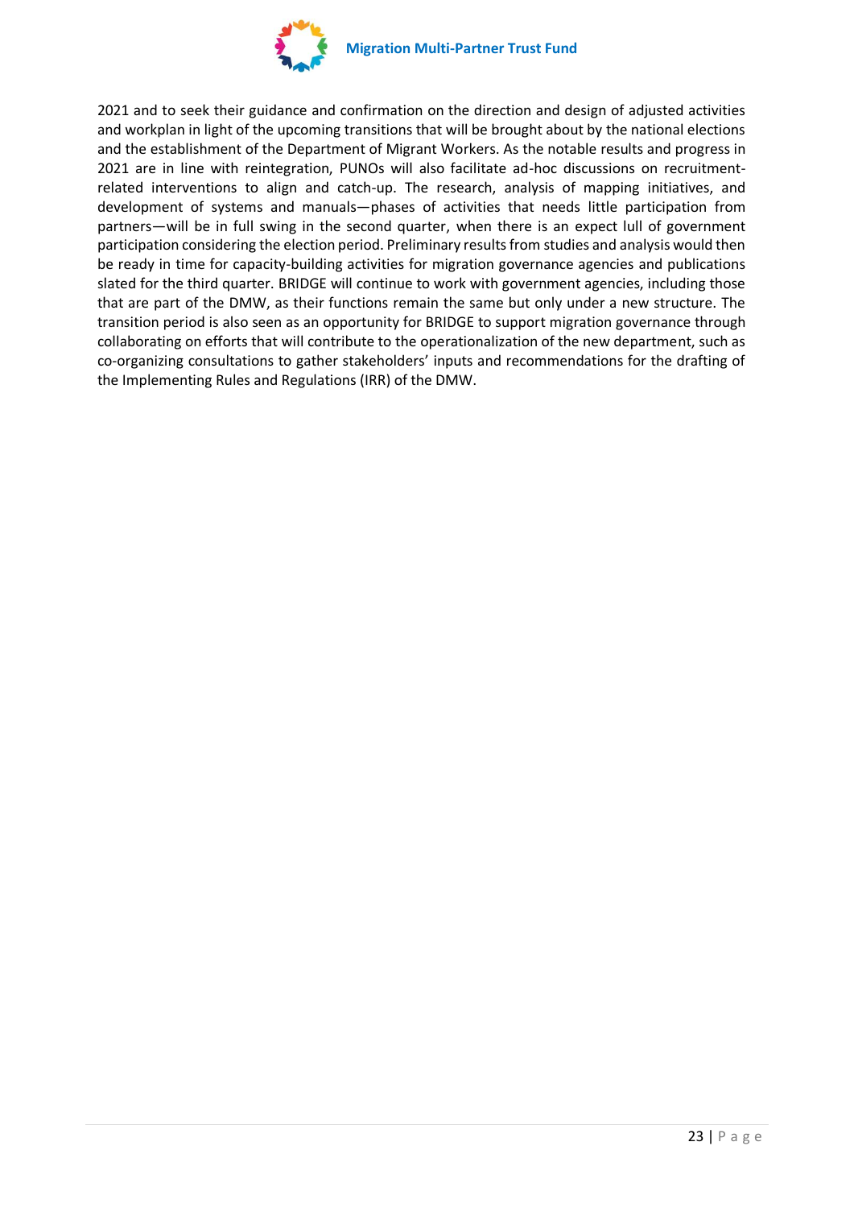2021 and to seek their guidance and confirmation on the direction and design of adjusted activities and workplan in light of the upcoming transitions that will be brought about by the national elections and the establishment of the Department of Migrant Workers. As the notable results and progress in 2021 are in line with reintegration, PUNOs will also facilitate ad-hoc discussions on recruitment-related interventions to align and catch-up. The research, analysis of mapping initiatives, and development of systems and manuals—phases of activities that needs little participation from partners—will be in full swing in the second quarter, when there is an expect lull of government participation considering the election period. Preliminary results from studies and analysis would then be ready in time for capacity-building activities for migration governance agencies and publications slated for the third quarter. BRIDGE will continue to work with government agencies, including those that are part of the DMW, as their functions remain the same but only under a new structure. The transition period is also seen as an opportunity for BRIDGE to support migration governance through collaborating on efforts that will contribute to the operationalization of the new department, such as co-organizing consultations to gather stakeholders' inputs and recommendations for the drafting of the Implementing Rules and Regulations (IRR) of the DMW.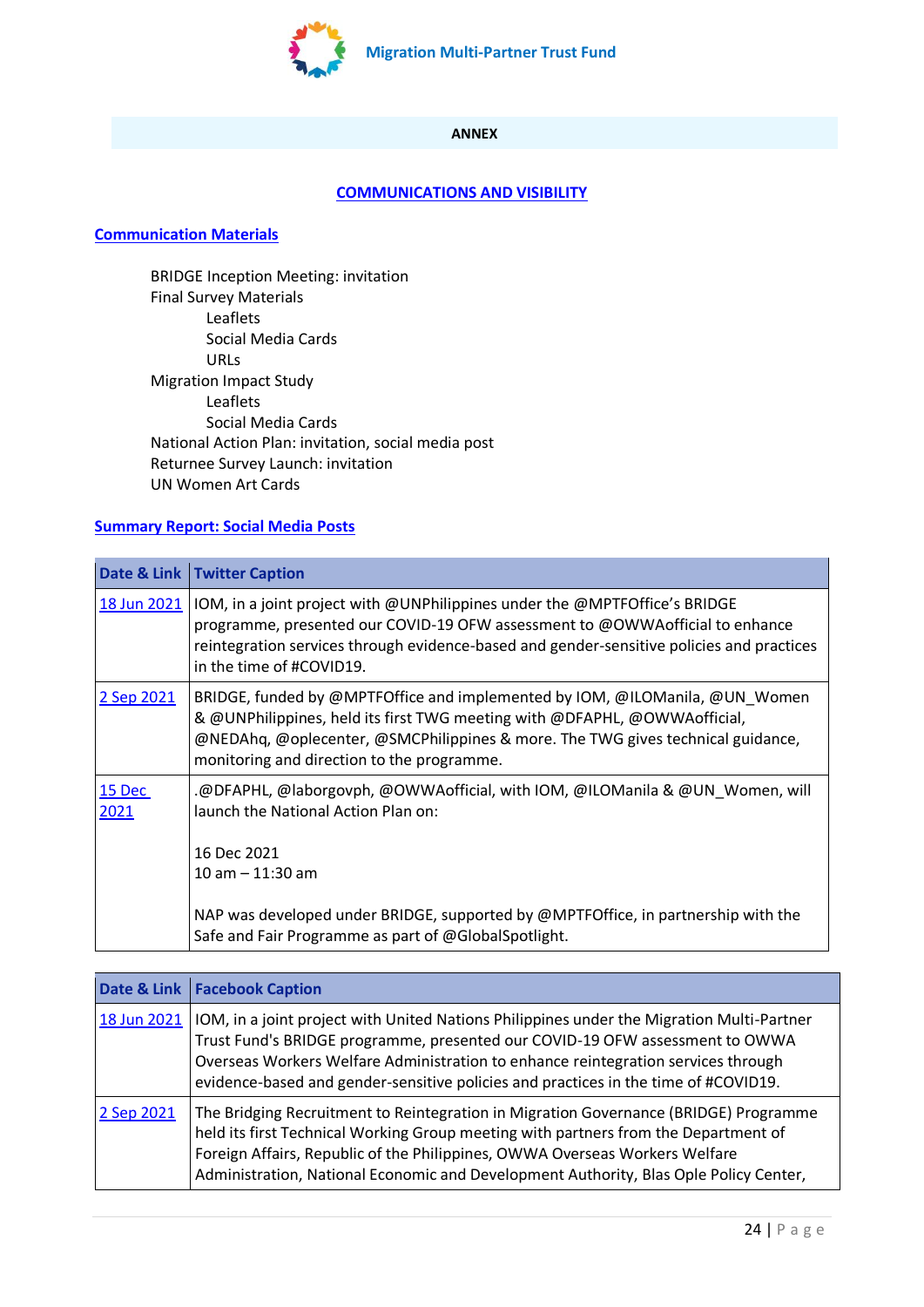**ANNEX**

## COMMUNICATIONS AND VISIBILITY

### Communication Materials

- BRIDGE Inception Meeting: invitation
- Final Survey Materials
  - Leaflets
  - Social Media Cards
  - URLs
- Migration Impact Study
  - Leaflets
  - Social Media Cards
- National Action Plan: invitation, social media post
- Returnee Survey Launch: invitation
- UN Women Art Cards

### Summary Report: Social Media Posts

| Date & Link | Twitter Caption |
|---|---|
| 18 Jun 2021 | IOM, in a joint project with @UNPhilippines under the @MPTFOffice's BRIDGE programme, presented our COVID-19 OFW assessment to @OWWAofficial to enhance reintegration services through evidence-based and gender-sensitive policies and practices in the time of #COVID19. |
| 2 Sep 2021 | BRIDGE, funded by @MPTFOffice and implemented by IOM, @ILOManila, @UN_Women & @UNPhilippines, held its first TWG meeting with @DFAPHL, @OWWAofficial, @NEDAhq, @oplecenter, @SMCPhilippines & more. The TWG gives technical guidance, monitoring and direction to the programme. |
| 15 Dec 2021 | .@DFAPHL, @laborgovph, @OWWAofficial, with IOM, @ILOManila & @UN_Women, will launch the National Action Plan on:<br><br>16 Dec 2021<br>10 am – 11:30 am<br><br>NAP was developed under BRIDGE, supported by @MPTFOffice, in partnership with the Safe and Fair Programme as part of @GlobalSpotlight. |

| Date & Link | Facebook Caption |
|---|---|
| 18 Jun 2021 | IOM, in a joint project with United Nations Philippines under the Migration Multi-Partner Trust Fund's BRIDGE programme, presented our COVID-19 OFW assessment to OWWA Overseas Workers Welfare Administration to enhance reintegration services through evidence-based and gender-sensitive policies and practices in the time of #COVID19. |
| 2 Sep 2021 | The Bridging Recruitment to Reintegration in Migration Governance (BRIDGE) Programme held its first Technical Working Group meeting with partners from the Department of Foreign Affairs, Republic of the Philippines, OWWA Overseas Workers Welfare Administration, National Economic and Development Authority, Blas Ople Policy Center, |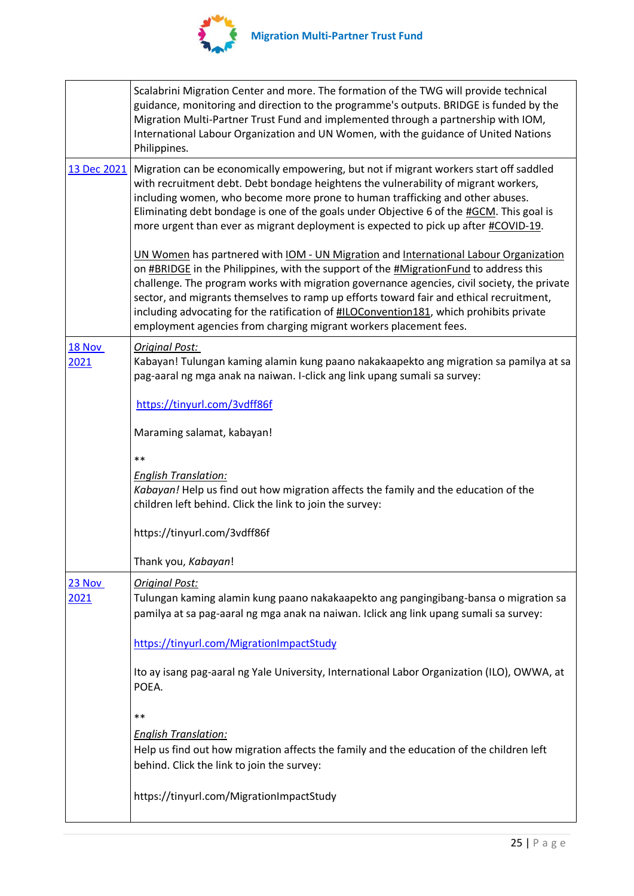| | |
|---|---|
| | Scalabrini Migration Center and more. The formation of the TWG will provide technical guidance, monitoring and direction to the programme's outputs. BRIDGE is funded by the Migration Multi-Partner Trust Fund and implemented through a partnership with IOM, International Labour Organization and UN Women, with the guidance of United Nations Philippines. |
| 13 Dec 2021 | Migration can be economically empowering, but not if migrant workers start off saddled with recruitment debt. Debt bondage heightens the vulnerability of migrant workers, including women, who become more prone to human trafficking and other abuses. Eliminating debt bondage is one of the goals under Objective 6 of the #GCM. This goal is more urgent than ever as migrant deployment is expected to pick up after #COVID-19.<br><br>UN Women has partnered with IOM - UN Migration and International Labour Organization on #BRIDGE in the Philippines, with the support of the #MigrationFund to address this challenge. The program works with migration governance agencies, civil society, the private sector, and migrants themselves to ramp up efforts toward fair and ethical recruitment, including advocating for the ratification of #ILOConvention181, which prohibits private employment agencies from charging migrant workers placement fees. |
| 18 Nov 2021 | *Original Post:*<br>Kabayan! Tulungan kaming alamin kung paano nakakaapekto ang migration sa pamilya at sa pag-aaral ng mga anak na naiwan. I-click ang link upang sumali sa survey:<br><br>https://tinyurl.com/3vdff86f<br><br>Maraming salamat, kabayan!<br><br>**<br>*English Translation:*<br>*Kabayan!* Help us find out how migration affects the family and the education of the children left behind. Click the link to join the survey:<br><br>https://tinyurl.com/3vdff86f<br><br>Thank you, *Kabayan*! |
| 23 Nov 2021 | *Original Post:*<br>Tulungan kaming alamin kung paano nakakaapekto ang pangingibang-bansa o migration sa pamilya at sa pag-aaral ng mga anak na naiwan. Iclick ang link upang sumali sa survey:<br><br>https://tinyurl.com/MigrationImpactStudy<br><br>Ito ay isang pag-aaral ng Yale University, International Labor Organization (ILO), OWWA, at POEA.<br><br>**<br>*English Translation:*<br>Help us find out how migration affects the family and the education of the children left behind. Click the link to join the survey:<br><br>https://tinyurl.com/MigrationImpactStudy |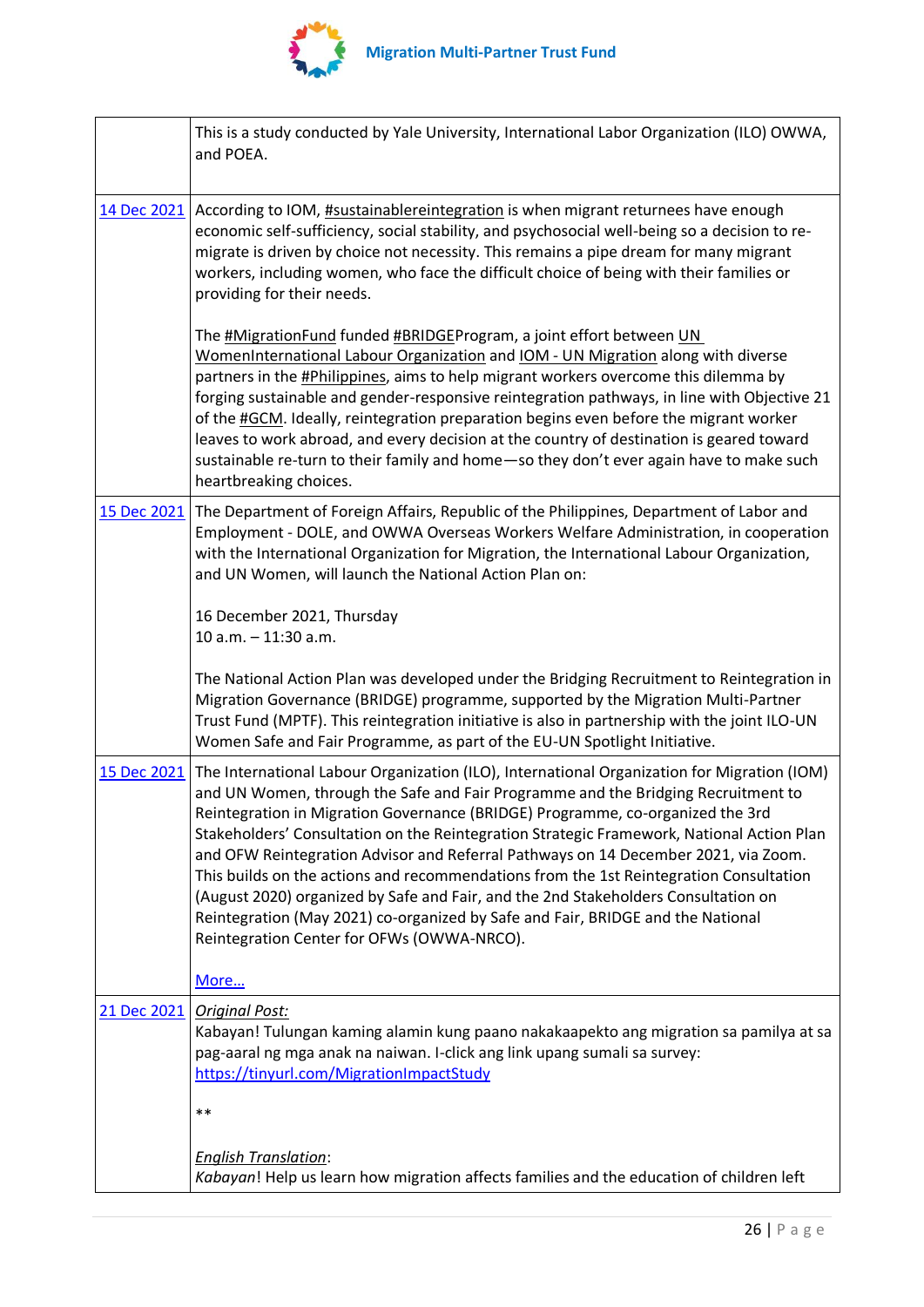| | |
|---|---|
| | This is a study conducted by Yale University, International Labor Organization (ILO) OWWA, and POEA. |
| 14 Dec 2021 | According to IOM, #sustainablereintegration is when migrant returnees have enough economic self-sufficiency, social stability, and psychosocial well-being so a decision to re-migrate is driven by choice not necessity. This remains a pipe dream for many migrant workers, including women, who face the difficult choice of being with their families or providing for their needs.<br><br>The #MigrationFund funded #BRIDGEProgram, a joint effort between UN WomenInternational Labour Organization and IOM - UN Migration along with diverse partners in the #Philippines, aims to help migrant workers overcome this dilemma by forging sustainable and gender-responsive reintegration pathways, in line with Objective 21 of the #GCM. Ideally, reintegration preparation begins even before the migrant worker leaves to work abroad, and every decision at the country of destination is geared toward sustainable re-turn to their family and home—so they don't ever again have to make such heartbreaking choices. |
| 15 Dec 2021 | The Department of Foreign Affairs, Republic of the Philippines, Department of Labor and Employment - DOLE, and OWWA Overseas Workers Welfare Administration, in cooperation with the International Organization for Migration, the International Labour Organization, and UN Women, will launch the National Action Plan on:<br><br>16 December 2021, Thursday<br>10 a.m. – 11:30 a.m.<br><br>The National Action Plan was developed under the Bridging Recruitment to Reintegration in Migration Governance (BRIDGE) programme, supported by the Migration Multi-Partner Trust Fund (MPTF). This reintegration initiative is also in partnership with the joint ILO-UN Women Safe and Fair Programme, as part of the EU-UN Spotlight Initiative. |
| 15 Dec 2021 | The International Labour Organization (ILO), International Organization for Migration (IOM) and UN Women, through the Safe and Fair Programme and the Bridging Recruitment to Reintegration in Migration Governance (BRIDGE) Programme, co-organized the 3rd Stakeholders' Consultation on the Reintegration Strategic Framework, National Action Plan and OFW Reintegration Advisor and Referral Pathways on 14 December 2021, via Zoom. This builds on the actions and recommendations from the 1st Reintegration Consultation (August 2020) organized by Safe and Fair, and the 2nd Stakeholders Consultation on Reintegration (May 2021) co-organized by Safe and Fair, BRIDGE and the National Reintegration Center for OFWs (OWWA-NRCO).<br><br>More… |
| 21 Dec 2021 | *Original Post:*<br>Kabayan! Tulungan kaming alamin kung paano nakakaapekto ang migration sa pamilya at sa pag-aaral ng mga anak na naiwan. I-click ang link upang sumali sa survey: https://tinyurl.com/MigrationImpactStudy<br><br>**<br><br>*English Translation*:<br>*Kabayan*! Help us learn how migration affects families and the education of children left |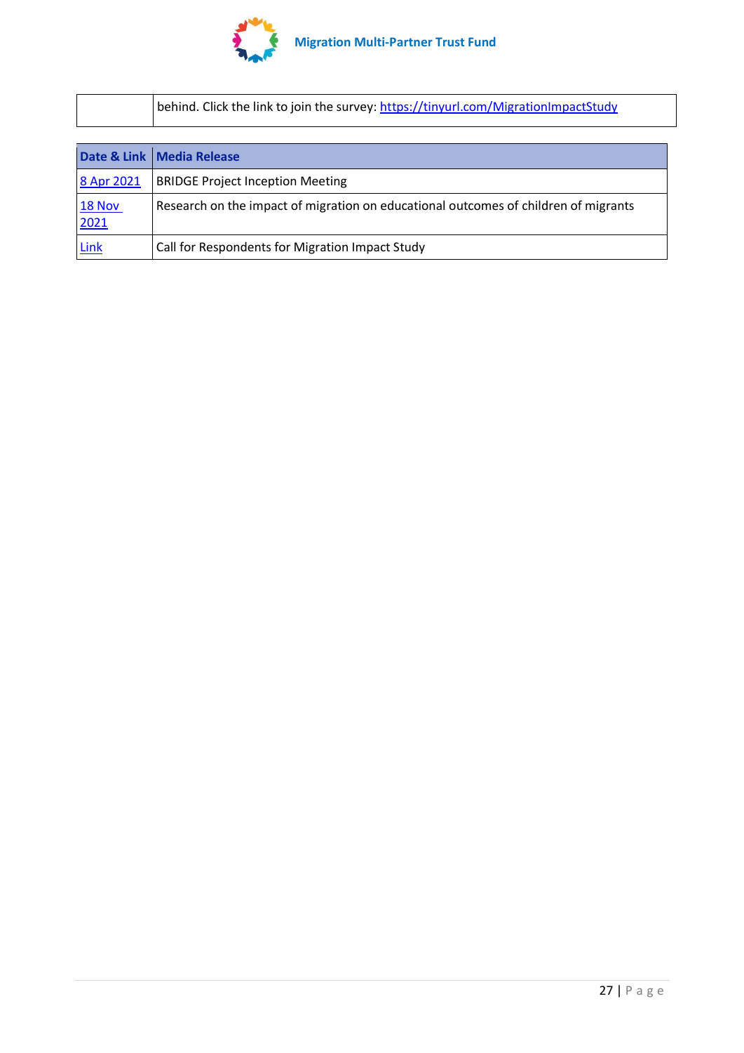| | |
|---|---|
| | behind. Click the link to join the survey: https://tinyurl.com/MigrationImpactStudy |

| Date & Link | Media Release |
|---|---|
| 8 Apr 2021 | BRIDGE Project Inception Meeting |
| 18 Nov 2021 | Research on the impact of migration on educational outcomes of children of migrants |
| Link | Call for Respondents for Migration Impact Study |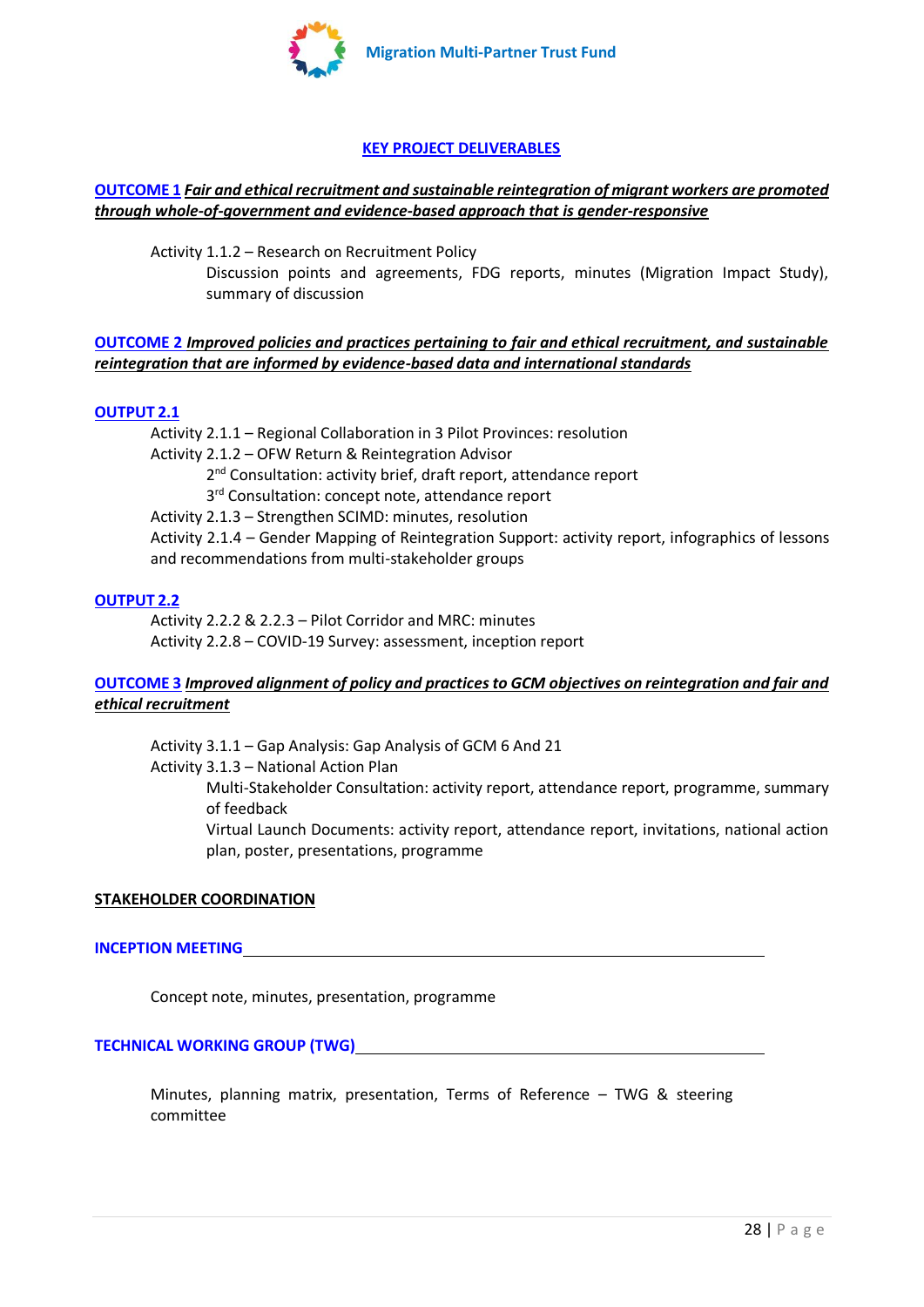## KEY PROJECT DELIVERABLES

**OUTCOME 1** ***Fair and ethical recruitment and sustainable reintegration of migrant workers are promoted through whole-of-government and evidence-based approach that is gender-responsive***

Activity 1.1.2 – Research on Recruitment Policy
- Discussion points and agreements, FDG reports, minutes (Migration Impact Study), summary of discussion

**OUTCOME 2** ***Improved policies and practices pertaining to fair and ethical recruitment, and sustainable reintegration that are informed by evidence-based data and international standards***

### OUTPUT 2.1

Activity 2.1.1 – Regional Collaboration in 3 Pilot Provinces: resolution
Activity 2.1.2 – OFW Return & Reintegration Advisor
- 2nd Consultation: activity brief, draft report, attendance report
- 3rd Consultation: concept note, attendance report

Activity 2.1.3 – Strengthen SCIMD: minutes, resolution
Activity 2.1.4 – Gender Mapping of Reintegration Support: activity report, infographics of lessons and recommendations from multi-stakeholder groups

### OUTPUT 2.2

Activity 2.2.2 & 2.2.3 – Pilot Corridor and MRC: minutes
Activity 2.2.8 – COVID-19 Survey: assessment, inception report

**OUTCOME 3** ***Improved alignment of policy and practices to GCM objectives on reintegration and fair and ethical recruitment***

Activity 3.1.1 – Gap Analysis: Gap Analysis of GCM 6 And 21
Activity 3.1.3 – National Action Plan
- Multi-Stakeholder Consultation: activity report, attendance report, programme, summary of feedback
- Virtual Launch Documents: activity report, attendance report, invitations, national action plan, poster, presentations, programme

## STAKEHOLDER COORDINATION

### INCEPTION MEETING

Concept note, minutes, presentation, programme

### TECHNICAL WORKING GROUP (TWG)

Minutes, planning matrix, presentation, Terms of Reference – TWG & steering committee